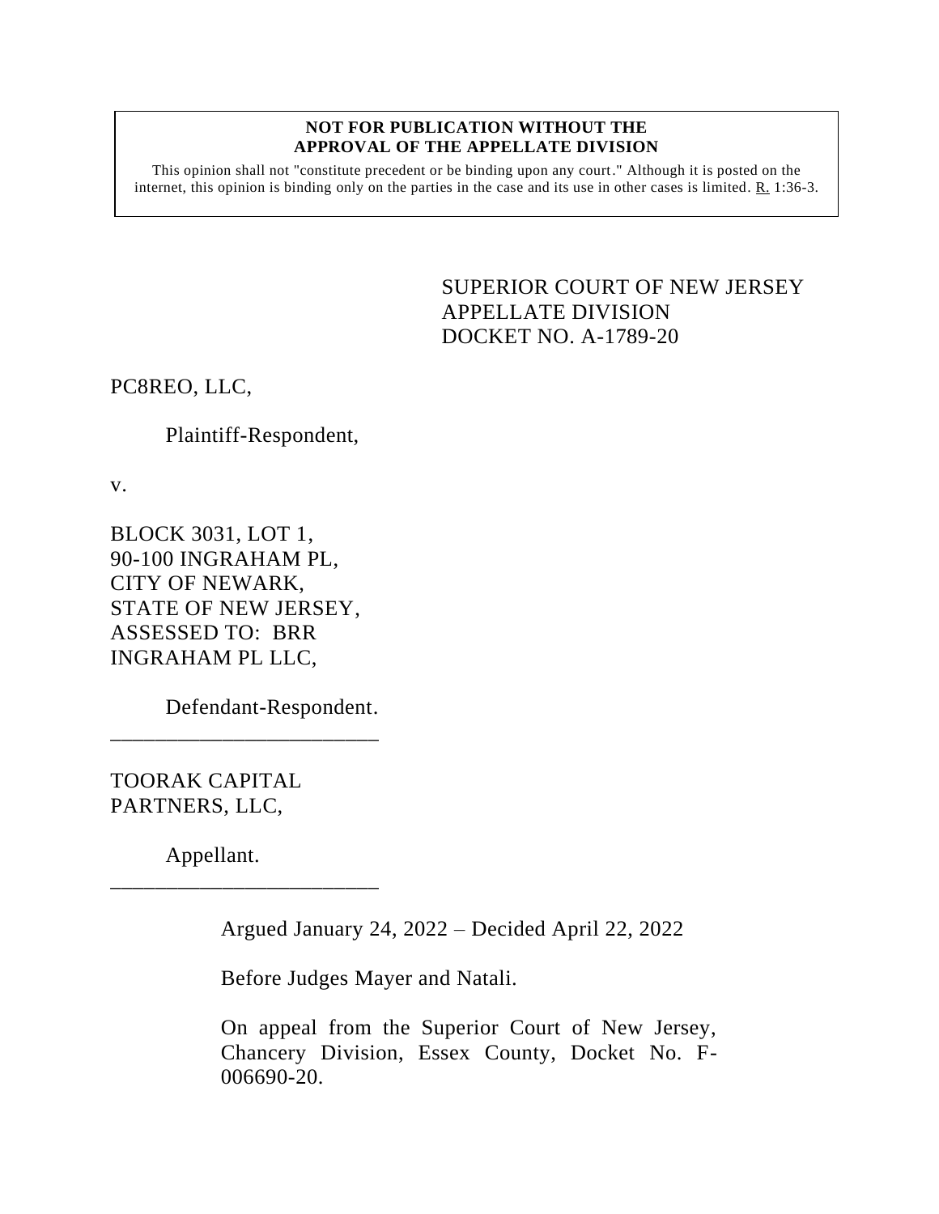**NOT FOR PUBLICATION WITHOUT THE APPROVAL OF THE APPELLATE DIVISION**

This opinion shall not "constitute precedent or be binding upon any court." Although it is posted on the internet, this opinion is binding only on the parties in the case and its use in other cases is limited. R. 1:36-3.

SUPERIOR COURT OF NEW JERSEY
APPELLATE DIVISION
DOCKET NO. A-1789-20

PC8REO, LLC,

Plaintiff-Respondent,

v.

BLOCK 3031, LOT 1,
90-100 INGRAHAM PL,
CITY OF NEWARK,
STATE OF NEW JERSEY,
ASSESSED TO: BRR
INGRAHAM PL LLC,

Defendant-Respondent.

---

TOORAK CAPITAL
PARTNERS, LLC,

Appellant.

---

Argued January 24, 2022 – Decided April 22, 2022

Before Judges Mayer and Natali.

On appeal from the Superior Court of New Jersey, Chancery Division, Essex County, Docket No. F-006690-20.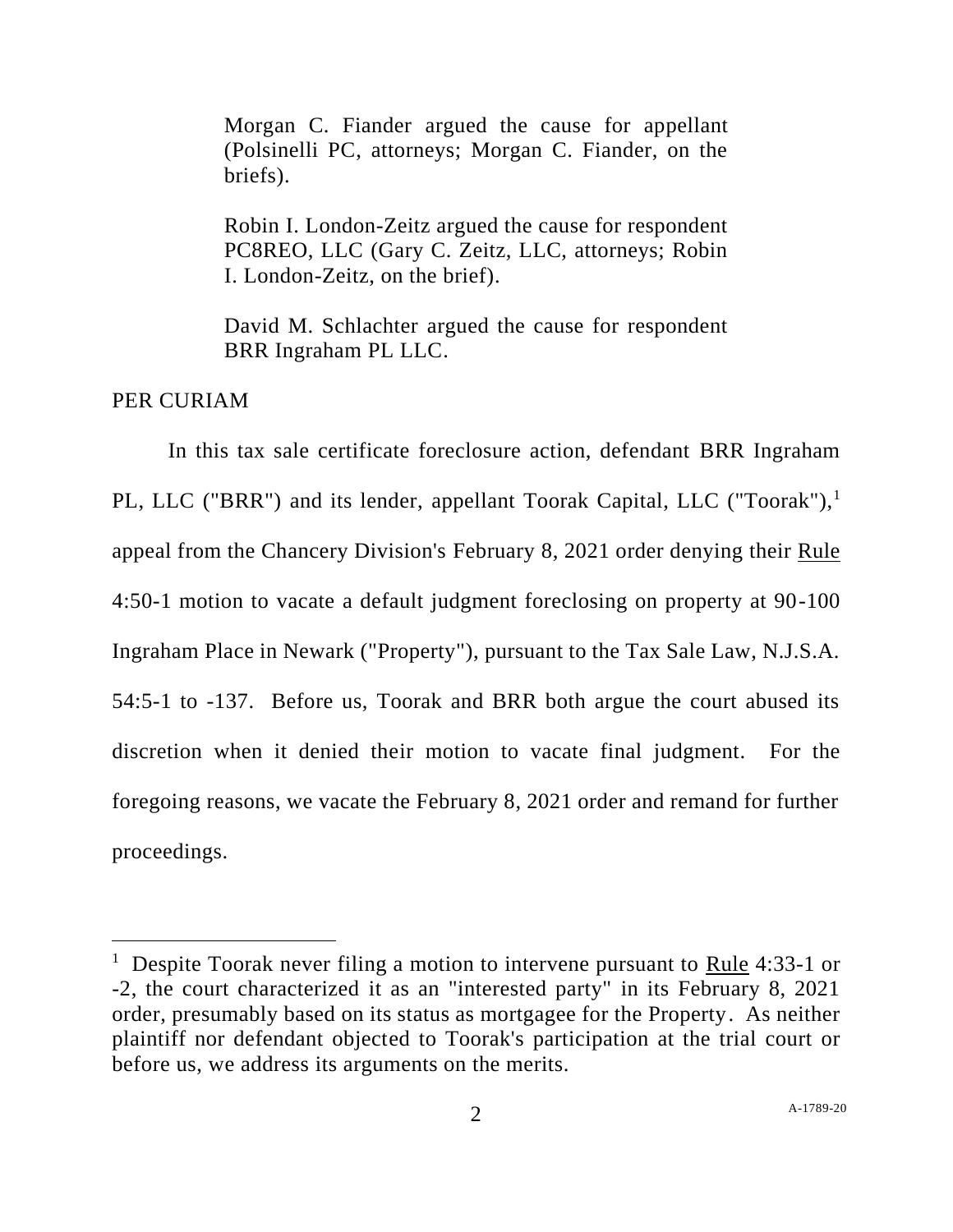Morgan C. Fiander argued the cause for appellant (Polsinelli PC, attorneys; Morgan C. Fiander, on the briefs).

Robin I. London-Zeitz argued the cause for respondent PC8REO, LLC (Gary C. Zeitz, LLC, attorneys; Robin I. London-Zeitz, on the brief).

David M. Schlachter argued the cause for respondent BRR Ingraham PL LLC.

PER CURIAM

In this tax sale certificate foreclosure action, defendant BRR Ingraham PL, LLC ("BRR") and its lender, appellant Toorak Capital, LLC ("Toorak"),[1] appeal from the Chancery Division's February 8, 2021 order denying their Rule 4:50-1 motion to vacate a default judgment foreclosing on property at 90-100 Ingraham Place in Newark ("Property"), pursuant to the Tax Sale Law, N.J.S.A. 54:5-1 to -137. Before us, Toorak and BRR both argue the court abused its discretion when it denied their motion to vacate final judgment. For the foregoing reasons, we vacate the February 8, 2021 order and remand for further proceedings.

[1] Despite Toorak never filing a motion to intervene pursuant to Rule 4:33-1 or -2, the court characterized it as an "interested party" in its February 8, 2021 order, presumably based on its status as mortgagee for the Property. As neither plaintiff nor defendant objected to Toorak's participation at the trial court or before us, we address its arguments on the merits.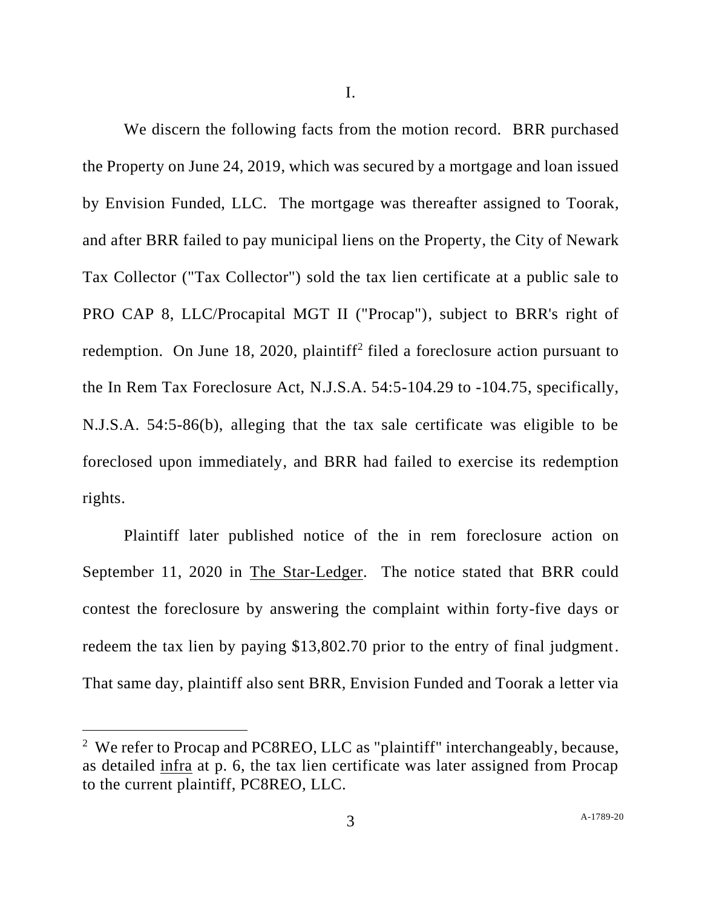I.

We discern the following facts from the motion record. BRR purchased the Property on June 24, 2019, which was secured by a mortgage and loan issued by Envision Funded, LLC. The mortgage was thereafter assigned to Toorak, and after BRR failed to pay municipal liens on the Property, the City of Newark Tax Collector ("Tax Collector") sold the tax lien certificate at a public sale to PRO CAP 8, LLC/Procapital MGT II ("Procap"), subject to BRR's right of redemption. On June 18, 2020, plaintiff[2] filed a foreclosure action pursuant to the In Rem Tax Foreclosure Act, N.J.S.A. 54:5-104.29 to -104.75, specifically, N.J.S.A. 54:5-86(b), alleging that the tax sale certificate was eligible to be foreclosed upon immediately, and BRR had failed to exercise its redemption rights.

Plaintiff later published notice of the in rem foreclosure action on September 11, 2020 in The Star-Ledger. The notice stated that BRR could contest the foreclosure by answering the complaint within forty-five days or redeem the tax lien by paying $13,802.70 prior to the entry of final judgment. That same day, plaintiff also sent BRR, Envision Funded and Toorak a letter via

[2] We refer to Procap and PC8REO, LLC as "plaintiff" interchangeably, because, as detailed infra at p. 6, the tax lien certificate was later assigned from Procap to the current plaintiff, PC8REO, LLC.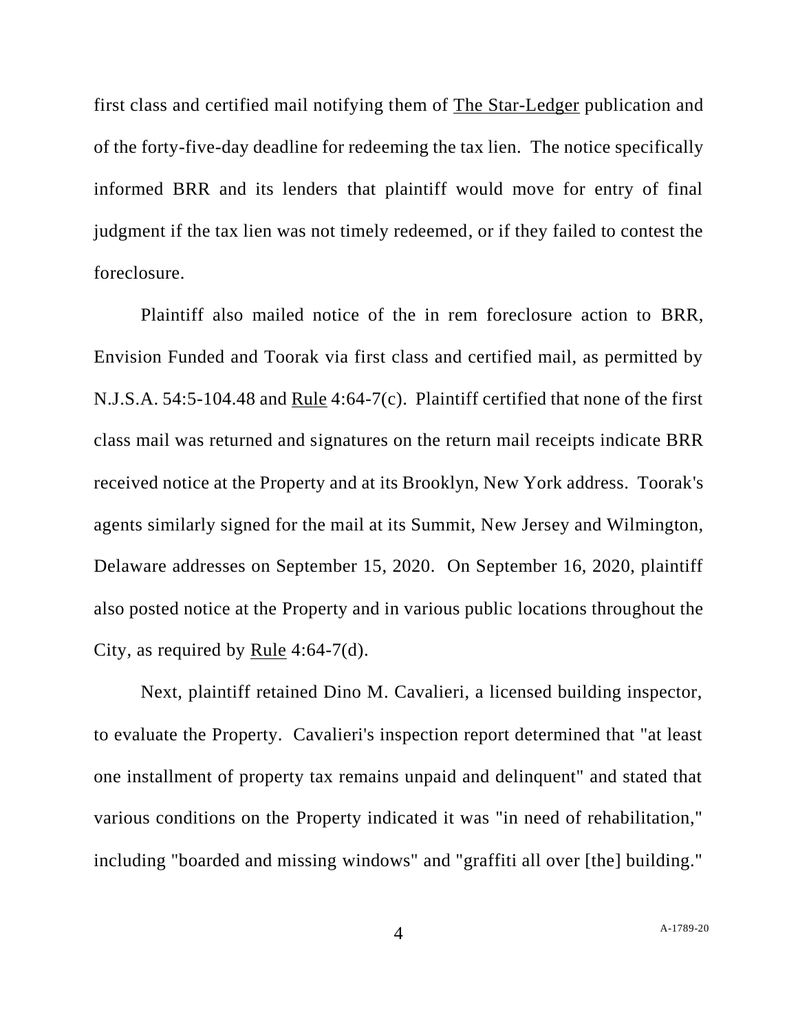first class and certified mail notifying them of The Star-Ledger publication and of the forty-five-day deadline for redeeming the tax lien. The notice specifically informed BRR and its lenders that plaintiff would move for entry of final judgment if the tax lien was not timely redeemed, or if they failed to contest the foreclosure.

Plaintiff also mailed notice of the in rem foreclosure action to BRR, Envision Funded and Toorak via first class and certified mail, as permitted by N.J.S.A. 54:5-104.48 and Rule 4:64-7(c). Plaintiff certified that none of the first class mail was returned and signatures on the return mail receipts indicate BRR received notice at the Property and at its Brooklyn, New York address. Toorak's agents similarly signed for the mail at its Summit, New Jersey and Wilmington, Delaware addresses on September 15, 2020. On September 16, 2020, plaintiff also posted notice at the Property and in various public locations throughout the City, as required by Rule 4:64-7(d).

Next, plaintiff retained Dino M. Cavalieri, a licensed building inspector, to evaluate the Property. Cavalieri's inspection report determined that "at least one installment of property tax remains unpaid and delinquent" and stated that various conditions on the Property indicated it was "in need of rehabilitation," including "boarded and missing windows" and "graffiti all over [the] building."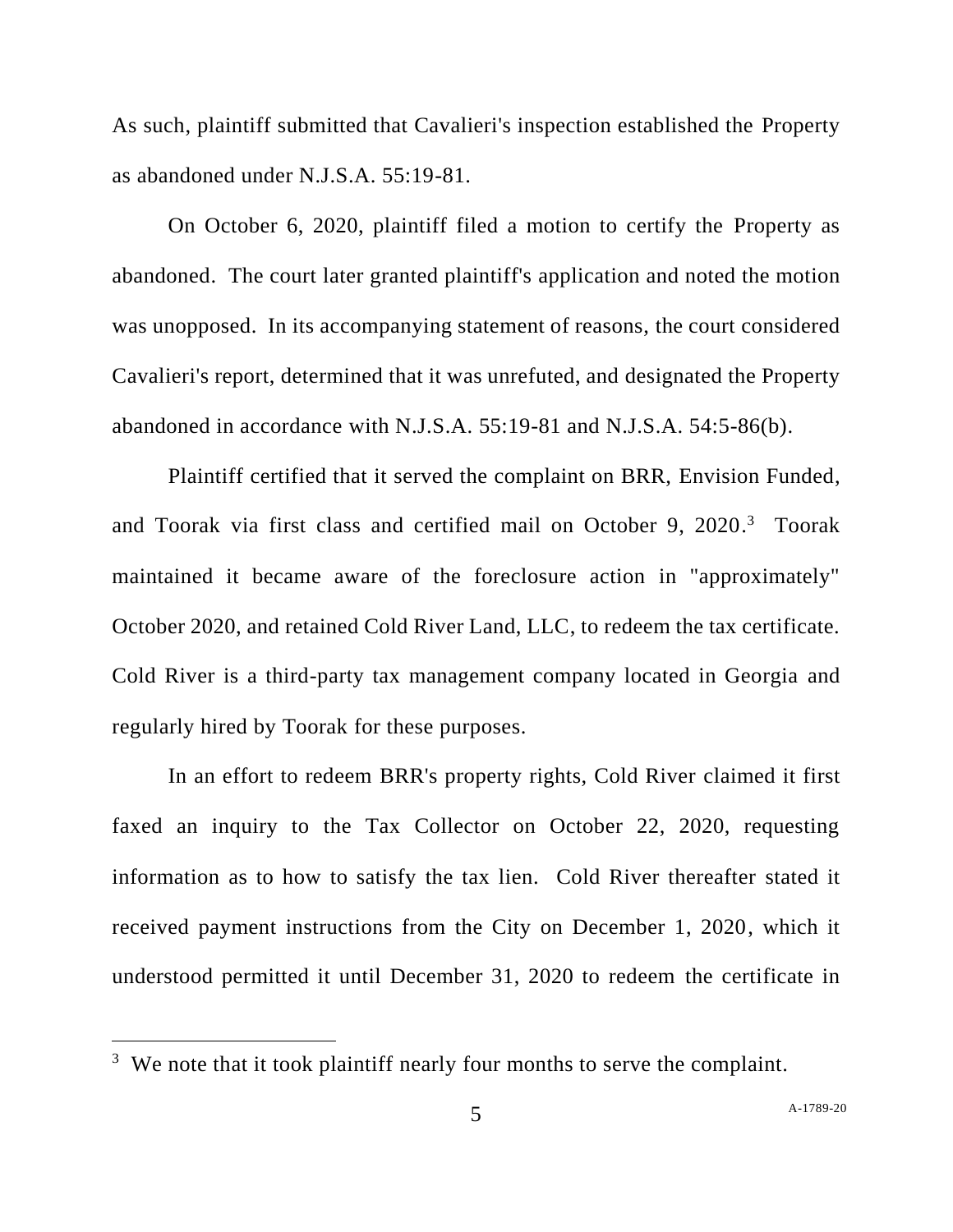As such, plaintiff submitted that Cavalieri's inspection established the Property as abandoned under N.J.S.A. 55:19-81.

On October 6, 2020, plaintiff filed a motion to certify the Property as abandoned. The court later granted plaintiff's application and noted the motion was unopposed. In its accompanying statement of reasons, the court considered Cavalieri's report, determined that it was unrefuted, and designated the Property abandoned in accordance with N.J.S.A. 55:19-81 and N.J.S.A. 54:5-86(b).

Plaintiff certified that it served the complaint on BRR, Envision Funded, and Toorak via first class and certified mail on October 9, 2020.[3] Toorak maintained it became aware of the foreclosure action in "approximately" October 2020, and retained Cold River Land, LLC, to redeem the tax certificate. Cold River is a third-party tax management company located in Georgia and regularly hired by Toorak for these purposes.

In an effort to redeem BRR's property rights, Cold River claimed it first faxed an inquiry to the Tax Collector on October 22, 2020, requesting information as to how to satisfy the tax lien. Cold River thereafter stated it received payment instructions from the City on December 1, 2020, which it understood permitted it until December 31, 2020 to redeem the certificate in

[3] We note that it took plaintiff nearly four months to serve the complaint.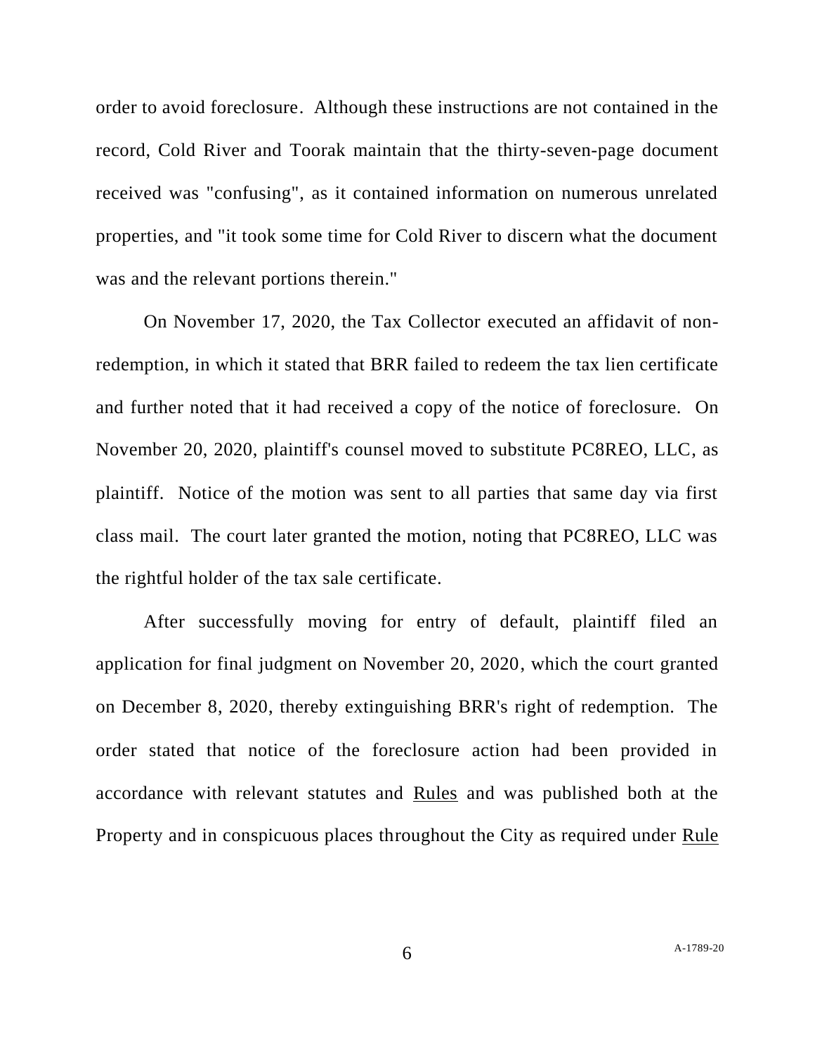order to avoid foreclosure. Although these instructions are not contained in the record, Cold River and Toorak maintain that the thirty-seven-page document received was "confusing", as it contained information on numerous unrelated properties, and "it took some time for Cold River to discern what the document was and the relevant portions therein."

On November 17, 2020, the Tax Collector executed an affidavit of non-redemption, in which it stated that BRR failed to redeem the tax lien certificate and further noted that it had received a copy of the notice of foreclosure. On November 20, 2020, plaintiff's counsel moved to substitute PC8REO, LLC, as plaintiff. Notice of the motion was sent to all parties that same day via first class mail. The court later granted the motion, noting that PC8REO, LLC was the rightful holder of the tax sale certificate.

After successfully moving for entry of default, plaintiff filed an application for final judgment on November 20, 2020, which the court granted on December 8, 2020, thereby extinguishing BRR's right of redemption. The order stated that notice of the foreclosure action had been provided in accordance with relevant statutes and Rules and was published both at the Property and in conspicuous places throughout the City as required under Rule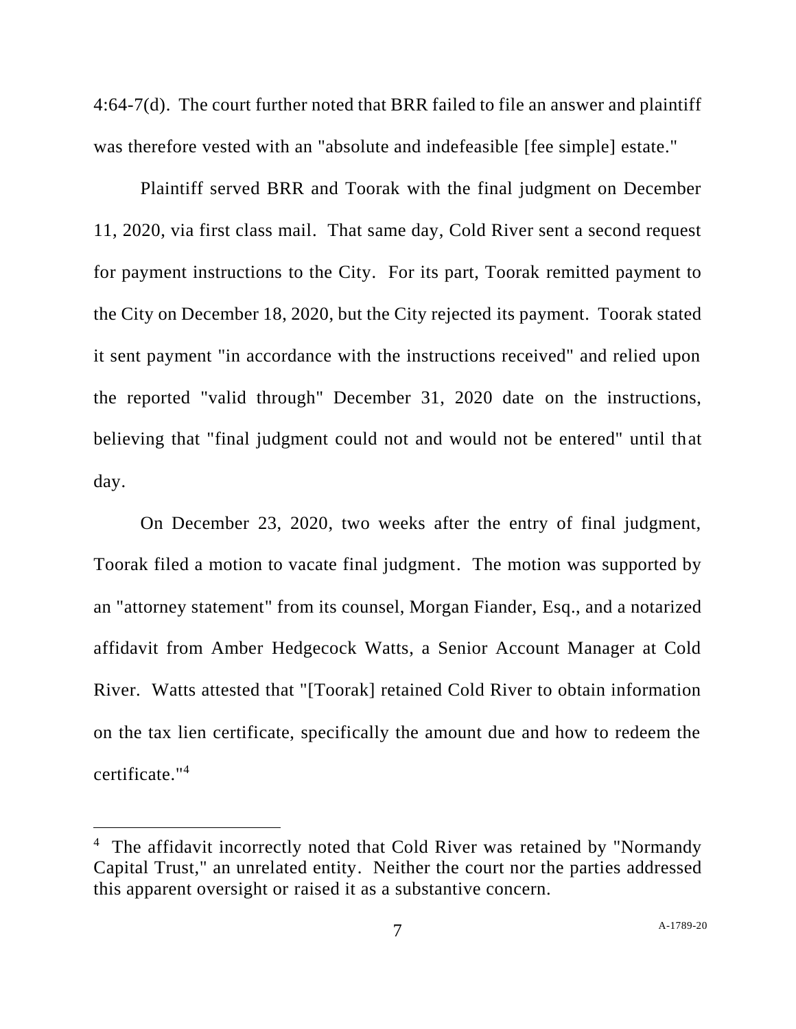4:64-7(d). The court further noted that BRR failed to file an answer and plaintiff was therefore vested with an "absolute and indefeasible [fee simple] estate."

Plaintiff served BRR and Toorak with the final judgment on December 11, 2020, via first class mail. That same day, Cold River sent a second request for payment instructions to the City. For its part, Toorak remitted payment to the City on December 18, 2020, but the City rejected its payment. Toorak stated it sent payment "in accordance with the instructions received" and relied upon the reported "valid through" December 31, 2020 date on the instructions, believing that "final judgment could not and would not be entered" until that day.

On December 23, 2020, two weeks after the entry of final judgment, Toorak filed a motion to vacate final judgment. The motion was supported by an "attorney statement" from its counsel, Morgan Fiander, Esq., and a notarized affidavit from Amber Hedgecock Watts, a Senior Account Manager at Cold River. Watts attested that "[Toorak] retained Cold River to obtain information on the tax lien certificate, specifically the amount due and how to redeem the certificate."[4]

---

[4] The affidavit incorrectly noted that Cold River was retained by "Normandy Capital Trust," an unrelated entity. Neither the court nor the parties addressed this apparent oversight or raised it as a substantive concern.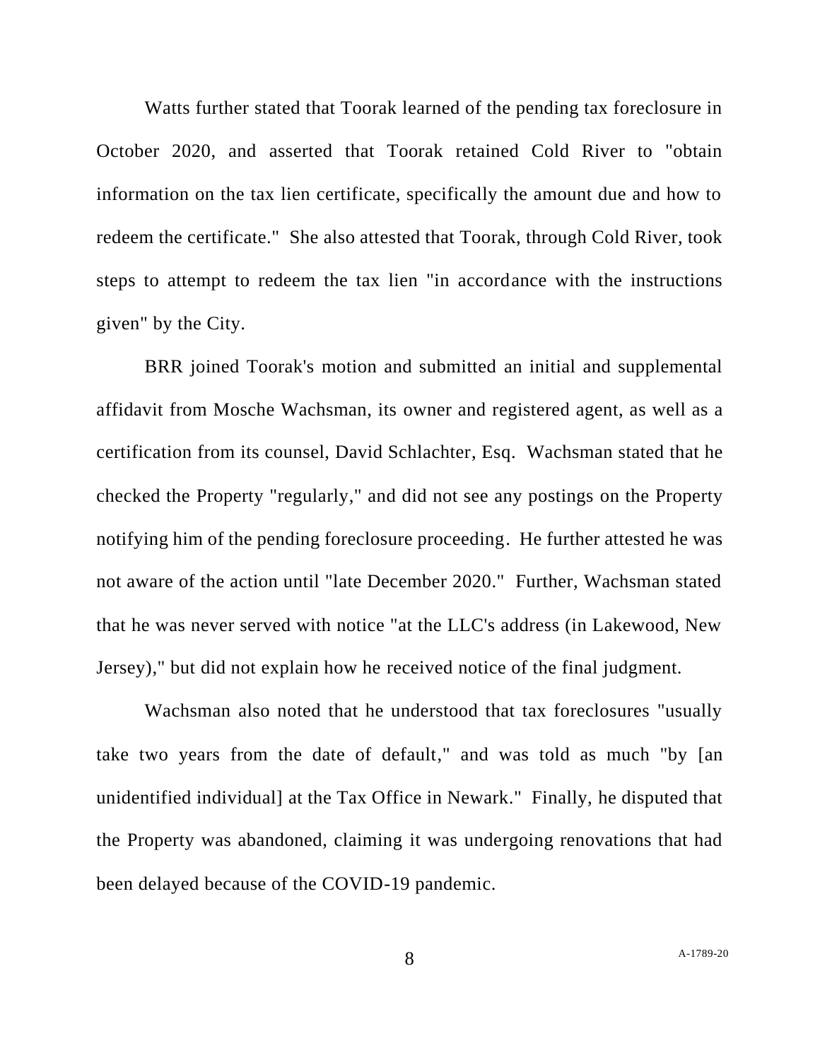Watts further stated that Toorak learned of the pending tax foreclosure in October 2020, and asserted that Toorak retained Cold River to "obtain information on the tax lien certificate, specifically the amount due and how to redeem the certificate." She also attested that Toorak, through Cold River, took steps to attempt to redeem the tax lien "in accordance with the instructions given" by the City.

BRR joined Toorak's motion and submitted an initial and supplemental affidavit from Mosche Wachsman, its owner and registered agent, as well as a certification from its counsel, David Schlachter, Esq. Wachsman stated that he checked the Property "regularly," and did not see any postings on the Property notifying him of the pending foreclosure proceeding. He further attested he was not aware of the action until "late December 2020." Further, Wachsman stated that he was never served with notice "at the LLC's address (in Lakewood, New Jersey)," but did not explain how he received notice of the final judgment.

Wachsman also noted that he understood that tax foreclosures "usually take two years from the date of default," and was told as much "by [an unidentified individual] at the Tax Office in Newark." Finally, he disputed that the Property was abandoned, claiming it was undergoing renovations that had been delayed because of the COVID-19 pandemic.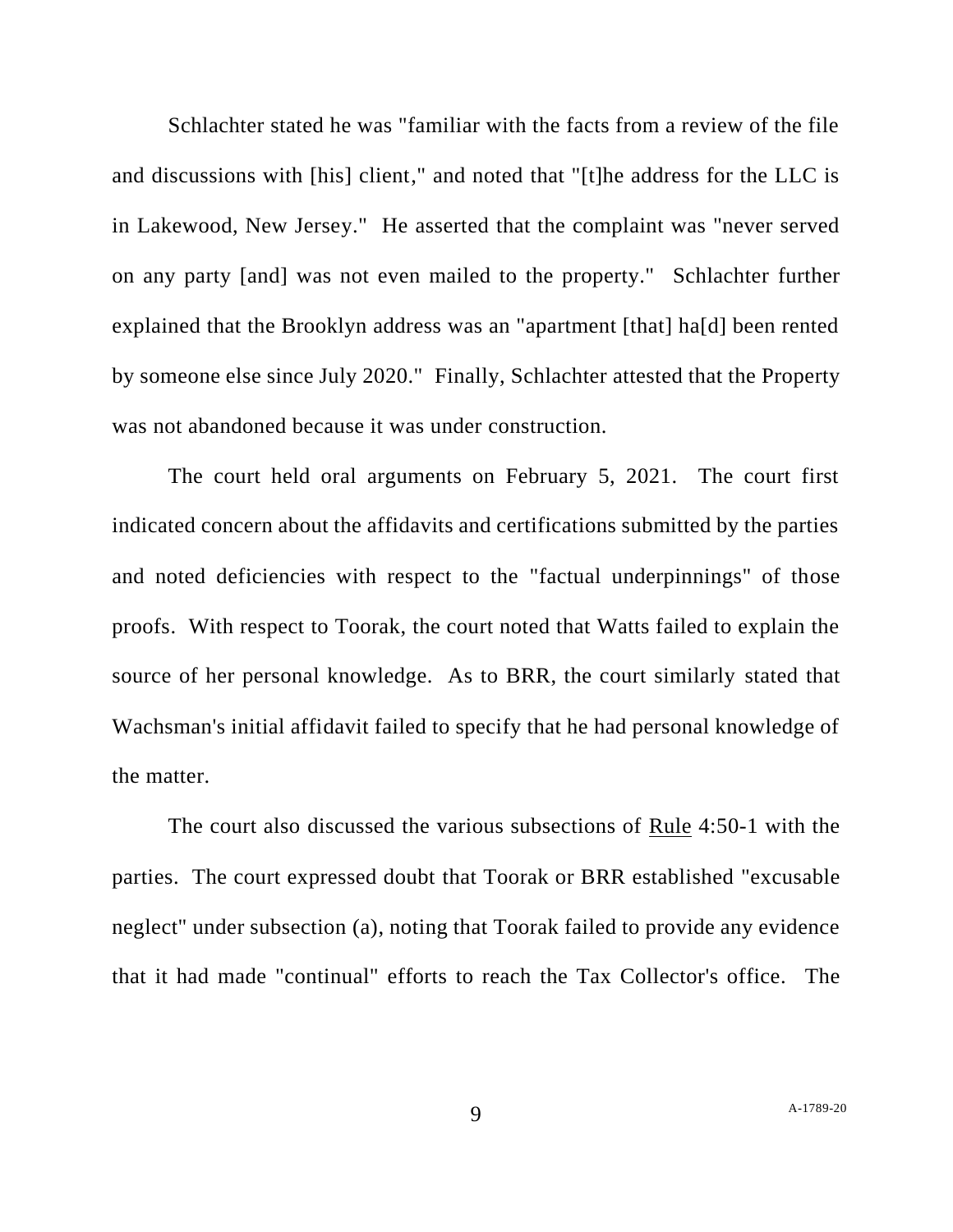Schlachter stated he was "familiar with the facts from a review of the file and discussions with [his] client," and noted that "[t]he address for the LLC is in Lakewood, New Jersey." He asserted that the complaint was "never served on any party [and] was not even mailed to the property." Schlachter further explained that the Brooklyn address was an "apartment [that] ha[d] been rented by someone else since July 2020." Finally, Schlachter attested that the Property was not abandoned because it was under construction.

The court held oral arguments on February 5, 2021. The court first indicated concern about the affidavits and certifications submitted by the parties and noted deficiencies with respect to the "factual underpinnings" of those proofs. With respect to Toorak, the court noted that Watts failed to explain the source of her personal knowledge. As to BRR, the court similarly stated that Wachsman's initial affidavit failed to specify that he had personal knowledge of the matter.

The court also discussed the various subsections of Rule 4:50-1 with the parties. The court expressed doubt that Toorak or BRR established "excusable neglect" under subsection (a), noting that Toorak failed to provide any evidence that it had made "continual" efforts to reach the Tax Collector's office. The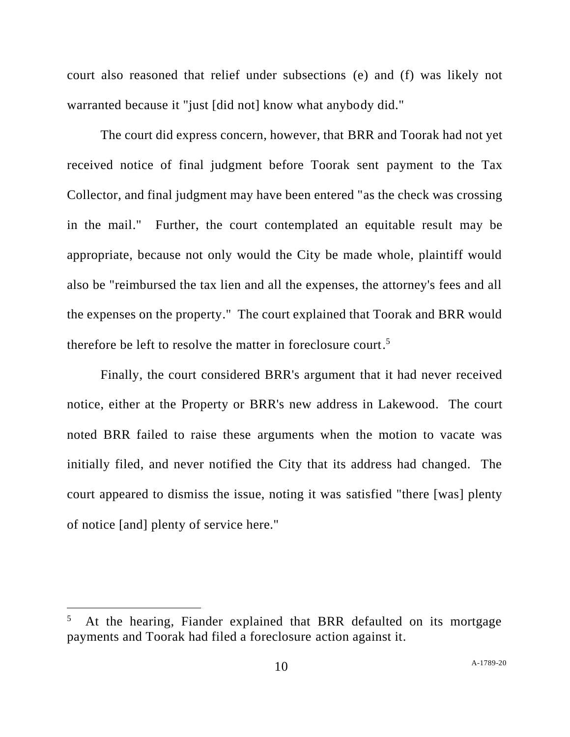court also reasoned that relief under subsections (e) and (f) was likely not warranted because it "just [did not] know what anybody did."

The court did express concern, however, that BRR and Toorak had not yet received notice of final judgment before Toorak sent payment to the Tax Collector, and final judgment may have been entered "as the check was crossing in the mail." Further, the court contemplated an equitable result may be appropriate, because not only would the City be made whole, plaintiff would also be "reimbursed the tax lien and all the expenses, the attorney's fees and all the expenses on the property." The court explained that Toorak and BRR would therefore be left to resolve the matter in foreclosure court.[5]

Finally, the court considered BRR's argument that it had never received notice, either at the Property or BRR's new address in Lakewood. The court noted BRR failed to raise these arguments when the motion to vacate was initially filed, and never notified the City that its address had changed. The court appeared to dismiss the issue, noting it was satisfied "there [was] plenty of notice [and] plenty of service here."

---

[5] At the hearing, Fiander explained that BRR defaulted on its mortgage payments and Toorak had filed a foreclosure action against it.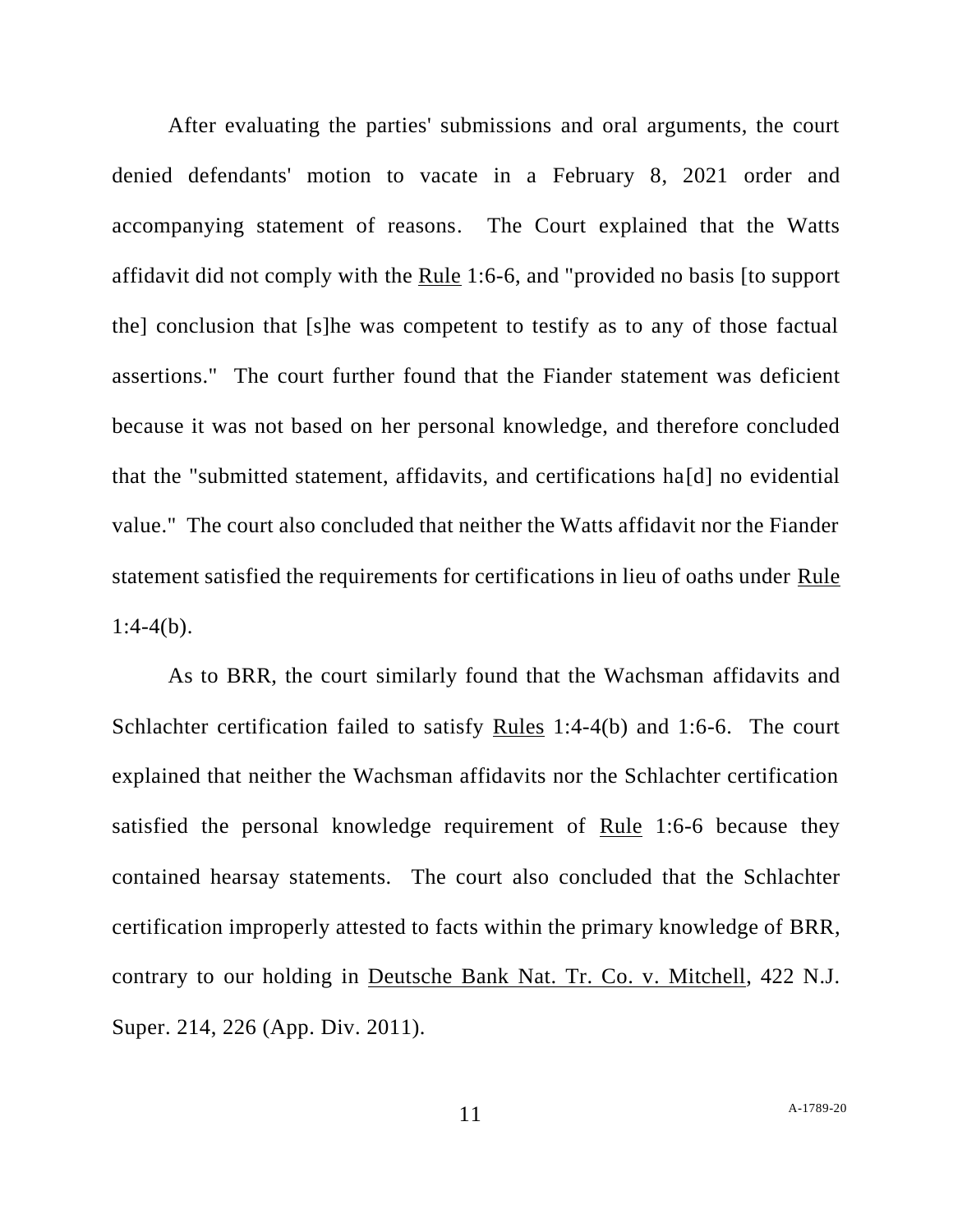After evaluating the parties' submissions and oral arguments, the court denied defendants' motion to vacate in a February 8, 2021 order and accompanying statement of reasons. The Court explained that the Watts affidavit did not comply with the Rule 1:6-6, and "provided no basis [to support the] conclusion that [s]he was competent to testify as to any of those factual assertions." The court further found that the Fiander statement was deficient because it was not based on her personal knowledge, and therefore concluded that the "submitted statement, affidavits, and certifications ha[d] no evidential value." The court also concluded that neither the Watts affidavit nor the Fiander statement satisfied the requirements for certifications in lieu of oaths under Rule 1:4-4(b).

As to BRR, the court similarly found that the Wachsman affidavits and Schlachter certification failed to satisfy Rules 1:4-4(b) and 1:6-6. The court explained that neither the Wachsman affidavits nor the Schlachter certification satisfied the personal knowledge requirement of Rule 1:6-6 because they contained hearsay statements. The court also concluded that the Schlachter certification improperly attested to facts within the primary knowledge of BRR, contrary to our holding in Deutsche Bank Nat. Tr. Co. v. Mitchell, 422 N.J. Super. 214, 226 (App. Div. 2011).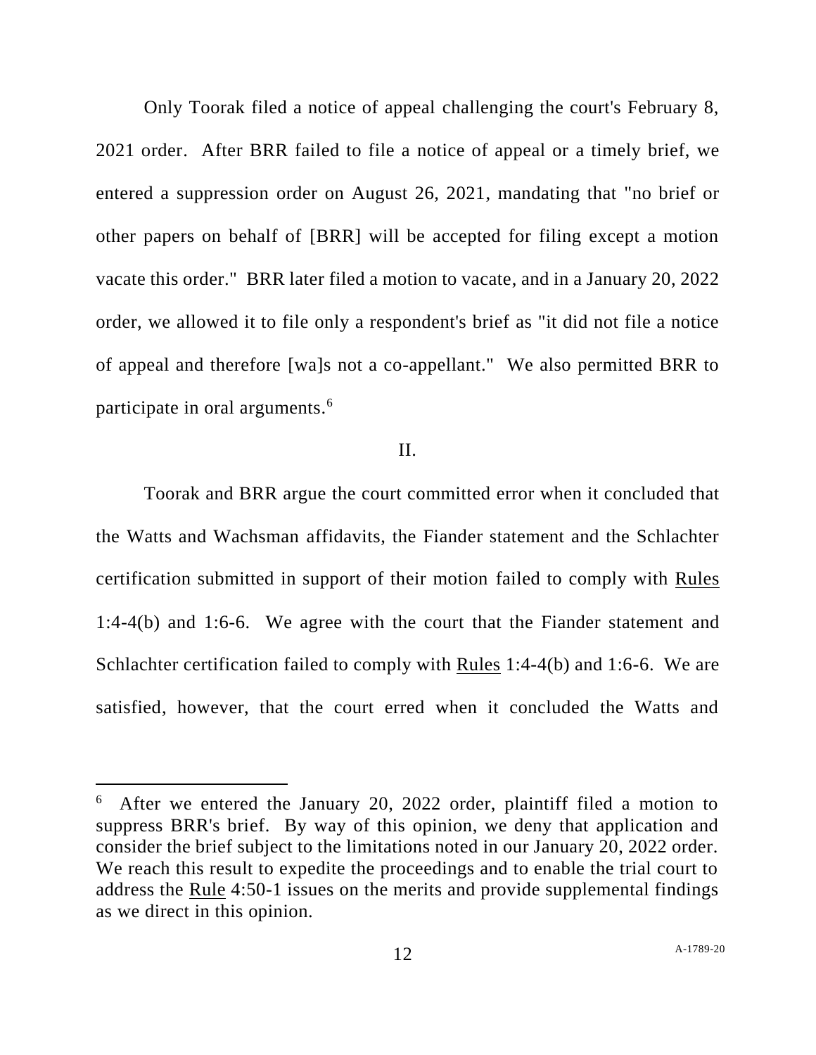Only Toorak filed a notice of appeal challenging the court's February 8, 2021 order. After BRR failed to file a notice of appeal or a timely brief, we entered a suppression order on August 26, 2021, mandating that "no brief or other papers on behalf of [BRR] will be accepted for filing except a motion vacate this order." BRR later filed a motion to vacate, and in a January 20, 2022 order, we allowed it to file only a respondent's brief as "it did not file a notice of appeal and therefore [wa]s not a co-appellant." We also permitted BRR to participate in oral arguments.[6]

## II.

Toorak and BRR argue the court committed error when it concluded that the Watts and Wachsman affidavits, the Fiander statement and the Schlachter certification submitted in support of their motion failed to comply with Rules 1:4-4(b) and 1:6-6. We agree with the court that the Fiander statement and Schlachter certification failed to comply with Rules 1:4-4(b) and 1:6-6. We are satisfied, however, that the court erred when it concluded the Watts and

---

[6] After we entered the January 20, 2022 order, plaintiff filed a motion to suppress BRR's brief. By way of this opinion, we deny that application and consider the brief subject to the limitations noted in our January 20, 2022 order. We reach this result to expedite the proceedings and to enable the trial court to address the Rule 4:50-1 issues on the merits and provide supplemental findings as we direct in this opinion.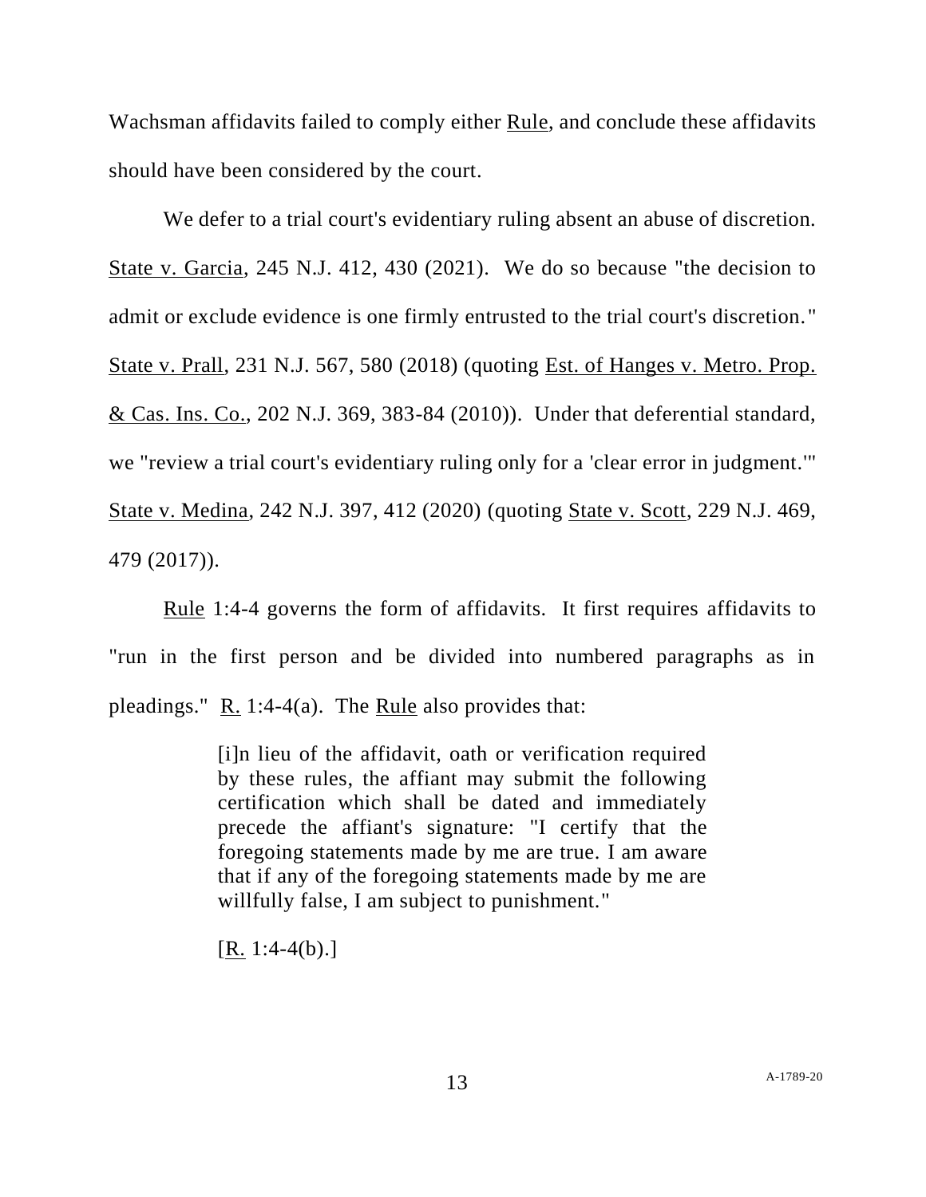Wachsman affidavits failed to comply either Rule, and conclude these affidavits should have been considered by the court.

We defer to a trial court's evidentiary ruling absent an abuse of discretion. State v. Garcia, 245 N.J. 412, 430 (2021). We do so because "the decision to admit or exclude evidence is one firmly entrusted to the trial court's discretion." State v. Prall, 231 N.J. 567, 580 (2018) (quoting Est. of Hanges v. Metro. Prop. & Cas. Ins. Co., 202 N.J. 369, 383-84 (2010)). Under that deferential standard, we "review a trial court's evidentiary ruling only for a 'clear error in judgment.'" State v. Medina, 242 N.J. 397, 412 (2020) (quoting State v. Scott, 229 N.J. 469, 479 (2017)).

Rule 1:4-4 governs the form of affidavits. It first requires affidavits to "run in the first person and be divided into numbered paragraphs as in pleadings." R. 1:4-4(a). The Rule also provides that:

> [i]n lieu of the affidavit, oath or verification required by these rules, the affiant may submit the following certification which shall be dated and immediately precede the affiant's signature: "I certify that the foregoing statements made by me are true. I am aware that if any of the foregoing statements made by me are willfully false, I am subject to punishment."
>
> [R. 1:4-4(b).]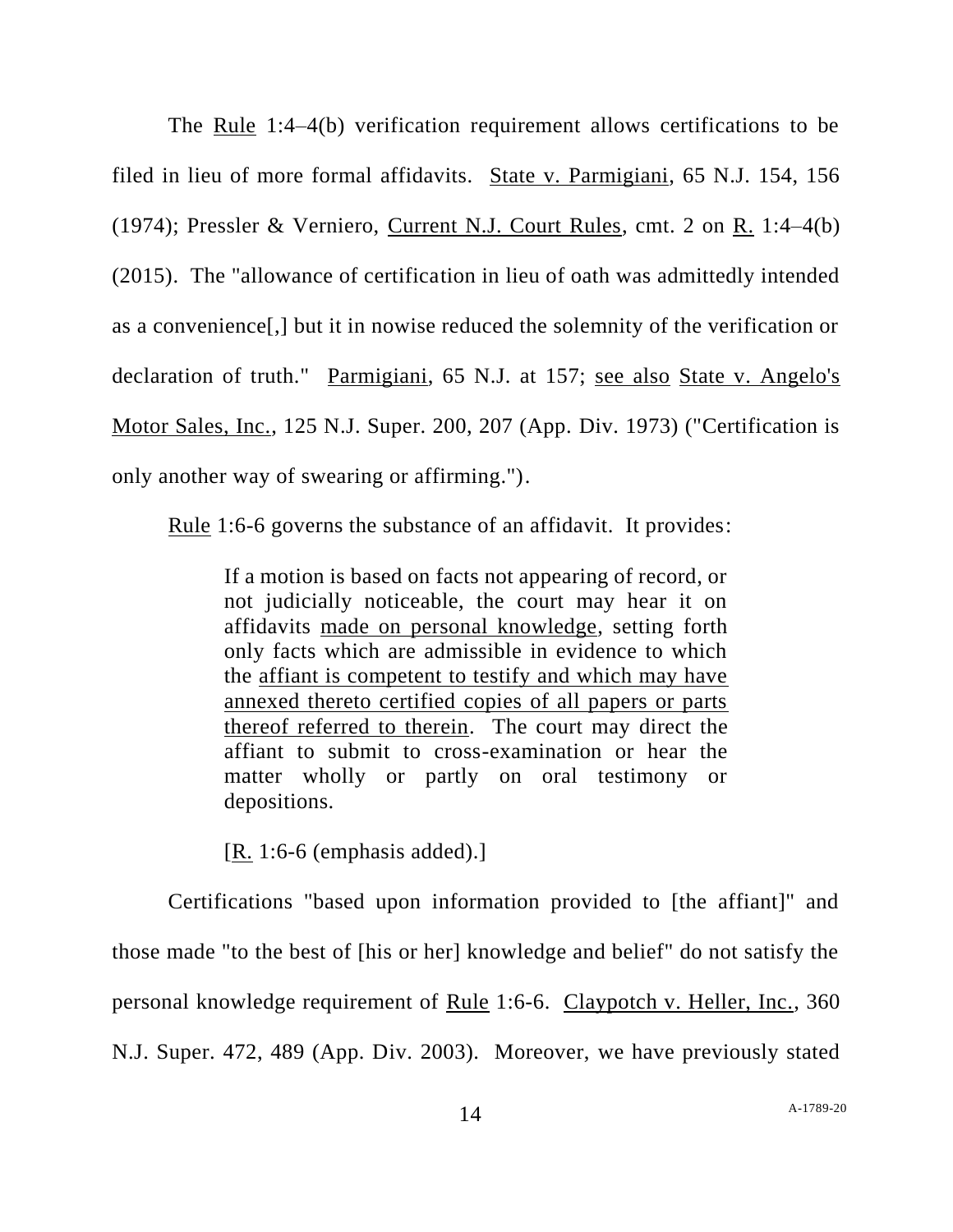The Rule 1:4–4(b) verification requirement allows certifications to be filed in lieu of more formal affidavits. State v. Parmigiani, 65 N.J. 154, 156 (1974); Pressler & Verniero, Current N.J. Court Rules, cmt. 2 on R. 1:4–4(b) (2015). The "allowance of certification in lieu of oath was admittedly intended as a convenience[,] but it in nowise reduced the solemnity of the verification or declaration of truth." Parmigiani, 65 N.J. at 157; see also State v. Angelo's Motor Sales, Inc., 125 N.J. Super. 200, 207 (App. Div. 1973) ("Certification is only another way of swearing or affirming.").

Rule 1:6-6 governs the substance of an affidavit. It provides:

> If a motion is based on facts not appearing of record, or not judicially noticeable, the court may hear it on affidavits made on personal knowledge, setting forth only facts which are admissible in evidence to which the affiant is competent to testify and which may have annexed thereto certified copies of all papers or parts thereof referred to therein. The court may direct the affiant to submit to cross-examination or hear the matter wholly or partly on oral testimony or depositions.
>
> [R. 1:6-6 (emphasis added).]

Certifications "based upon information provided to [the affiant]" and those made "to the best of [his or her] knowledge and belief" do not satisfy the personal knowledge requirement of Rule 1:6-6. Claypotch v. Heller, Inc., 360 N.J. Super. 472, 489 (App. Div. 2003). Moreover, we have previously stated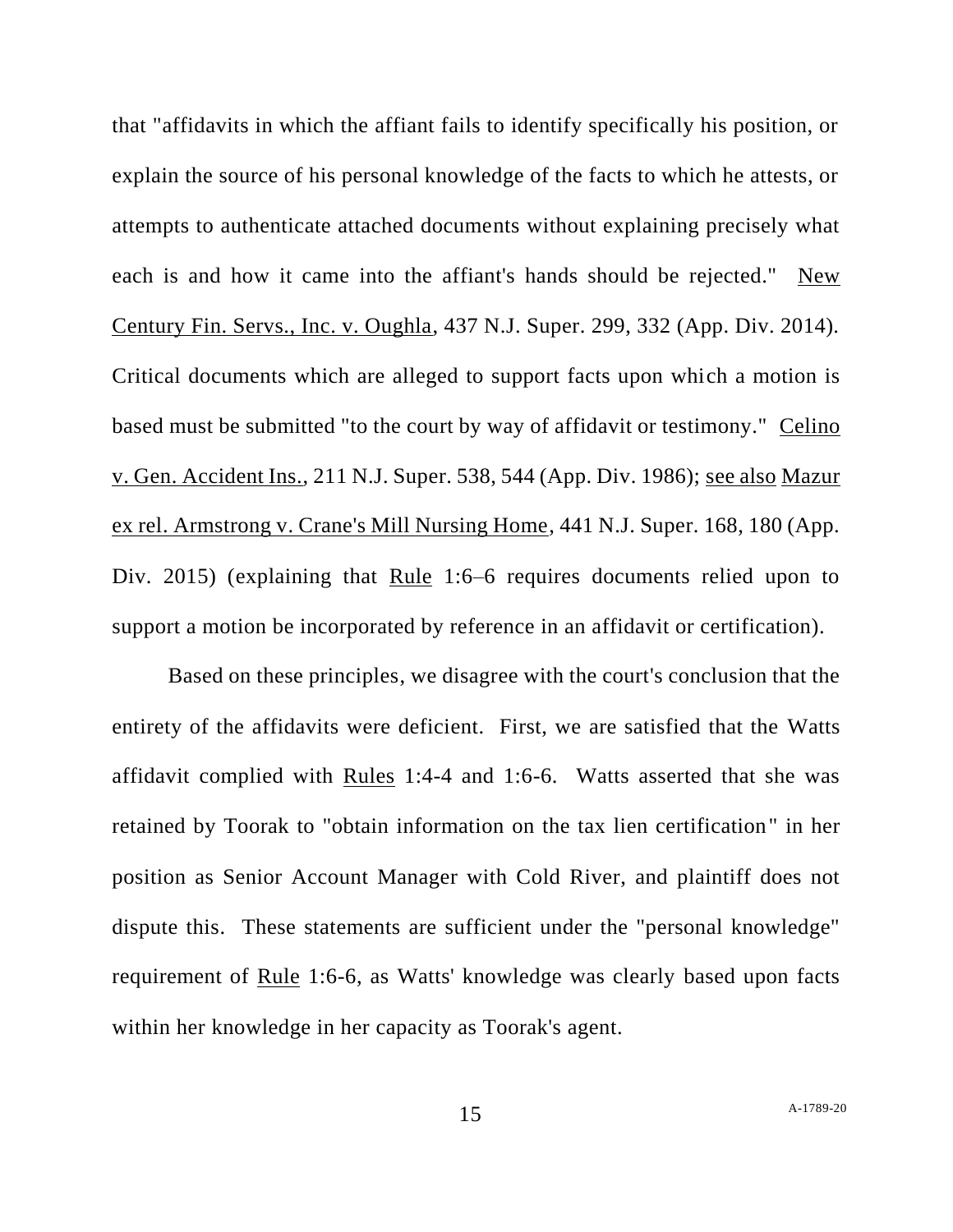that "affidavits in which the affiant fails to identify specifically his position, or explain the source of his personal knowledge of the facts to which he attests, or attempts to authenticate attached documents without explaining precisely what each is and how it came into the affiant's hands should be rejected." New Century Fin. Servs., Inc. v. Oughla, 437 N.J. Super. 299, 332 (App. Div. 2014). Critical documents which are alleged to support facts upon which a motion is based must be submitted "to the court by way of affidavit or testimony." Celino v. Gen. Accident Ins., 211 N.J. Super. 538, 544 (App. Div. 1986); see also Mazur ex rel. Armstrong v. Crane's Mill Nursing Home, 441 N.J. Super. 168, 180 (App. Div. 2015) (explaining that Rule 1:6–6 requires documents relied upon to support a motion be incorporated by reference in an affidavit or certification).

Based on these principles, we disagree with the court's conclusion that the entirety of the affidavits were deficient. First, we are satisfied that the Watts affidavit complied with Rules 1:4-4 and 1:6-6. Watts asserted that she was retained by Toorak to "obtain information on the tax lien certification" in her position as Senior Account Manager with Cold River, and plaintiff does not dispute this. These statements are sufficient under the "personal knowledge" requirement of Rule 1:6-6, as Watts' knowledge was clearly based upon facts within her knowledge in her capacity as Toorak's agent.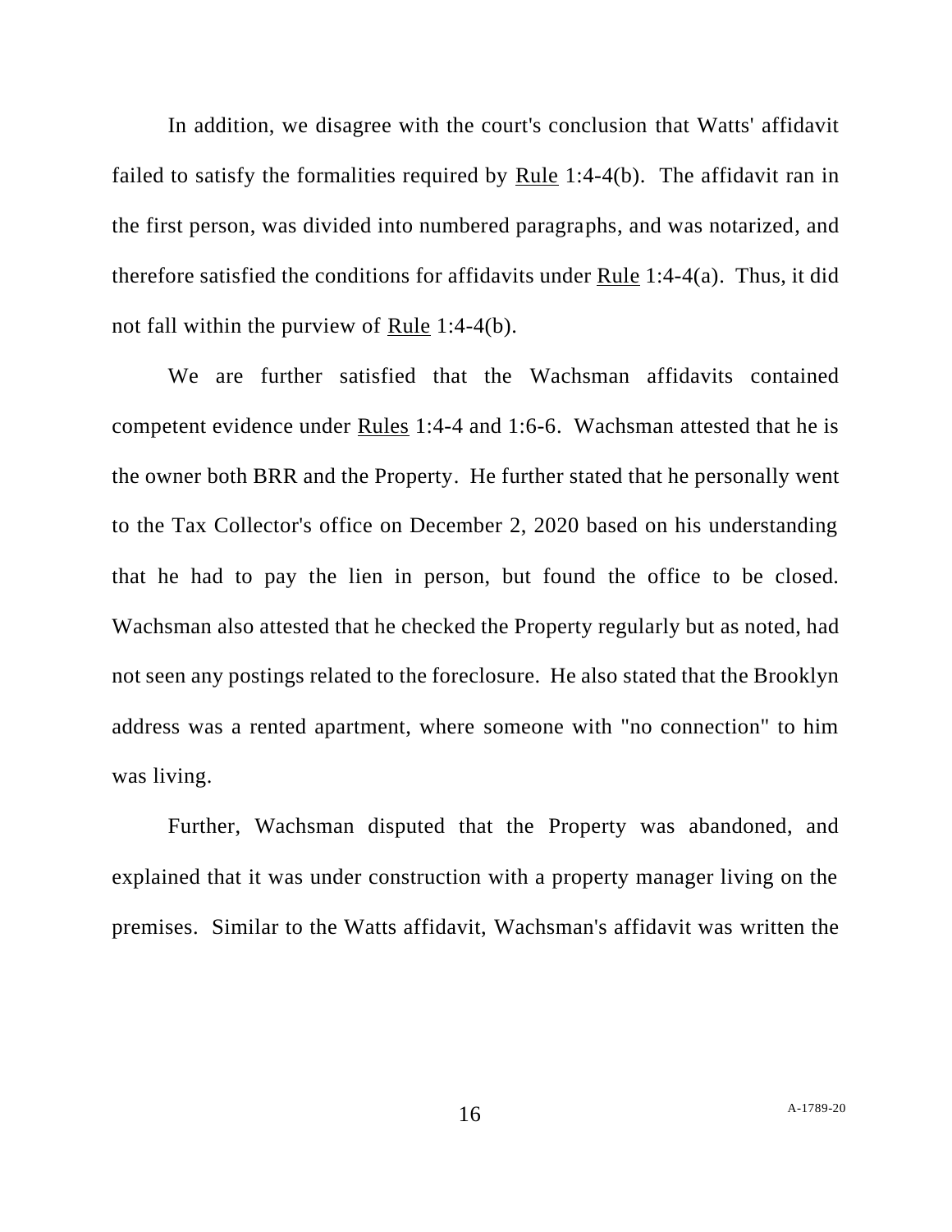In addition, we disagree with the court's conclusion that Watts' affidavit failed to satisfy the formalities required by Rule 1:4-4(b). The affidavit ran in the first person, was divided into numbered paragraphs, and was notarized, and therefore satisfied the conditions for affidavits under Rule 1:4-4(a). Thus, it did not fall within the purview of Rule 1:4-4(b).

We are further satisfied that the Wachsman affidavits contained competent evidence under Rules 1:4-4 and 1:6-6. Wachsman attested that he is the owner both BRR and the Property. He further stated that he personally went to the Tax Collector's office on December 2, 2020 based on his understanding that he had to pay the lien in person, but found the office to be closed. Wachsman also attested that he checked the Property regularly but as noted, had not seen any postings related to the foreclosure. He also stated that the Brooklyn address was a rented apartment, where someone with "no connection" to him was living.

Further, Wachsman disputed that the Property was abandoned, and explained that it was under construction with a property manager living on the premises. Similar to the Watts affidavit, Wachsman's affidavit was written the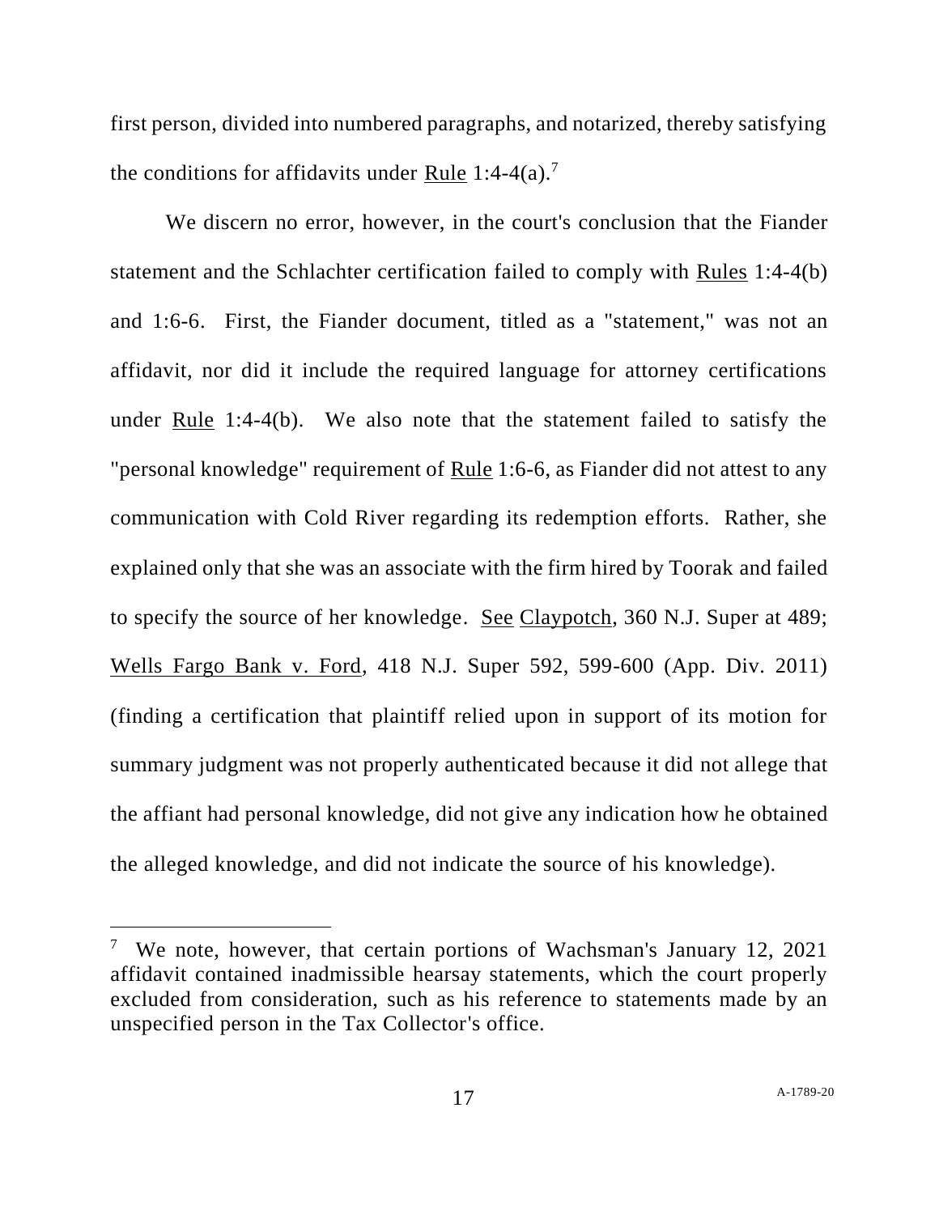first person, divided into numbered paragraphs, and notarized, thereby satisfying the conditions for affidavits under Rule 1:4-4(a).[7]

We discern no error, however, in the court's conclusion that the Fiander statement and the Schlachter certification failed to comply with Rules 1:4-4(b) and 1:6-6. First, the Fiander document, titled as a "statement," was not an affidavit, nor did it include the required language for attorney certifications under Rule 1:4-4(b). We also note that the statement failed to satisfy the "personal knowledge" requirement of Rule 1:6-6, as Fiander did not attest to any communication with Cold River regarding its redemption efforts. Rather, she explained only that she was an associate with the firm hired by Toorak and failed to specify the source of her knowledge. See Claypotch, 360 N.J. Super at 489; Wells Fargo Bank v. Ford, 418 N.J. Super 592, 599-600 (App. Div. 2011) (finding a certification that plaintiff relied upon in support of its motion for summary judgment was not properly authenticated because it did not allege that the affiant had personal knowledge, did not give any indication how he obtained the alleged knowledge, and did not indicate the source of his knowledge).

---

[7] We note, however, that certain portions of Wachsman's January 12, 2021 affidavit contained inadmissible hearsay statements, which the court properly excluded from consideration, such as his reference to statements made by an unspecified person in the Tax Collector's office.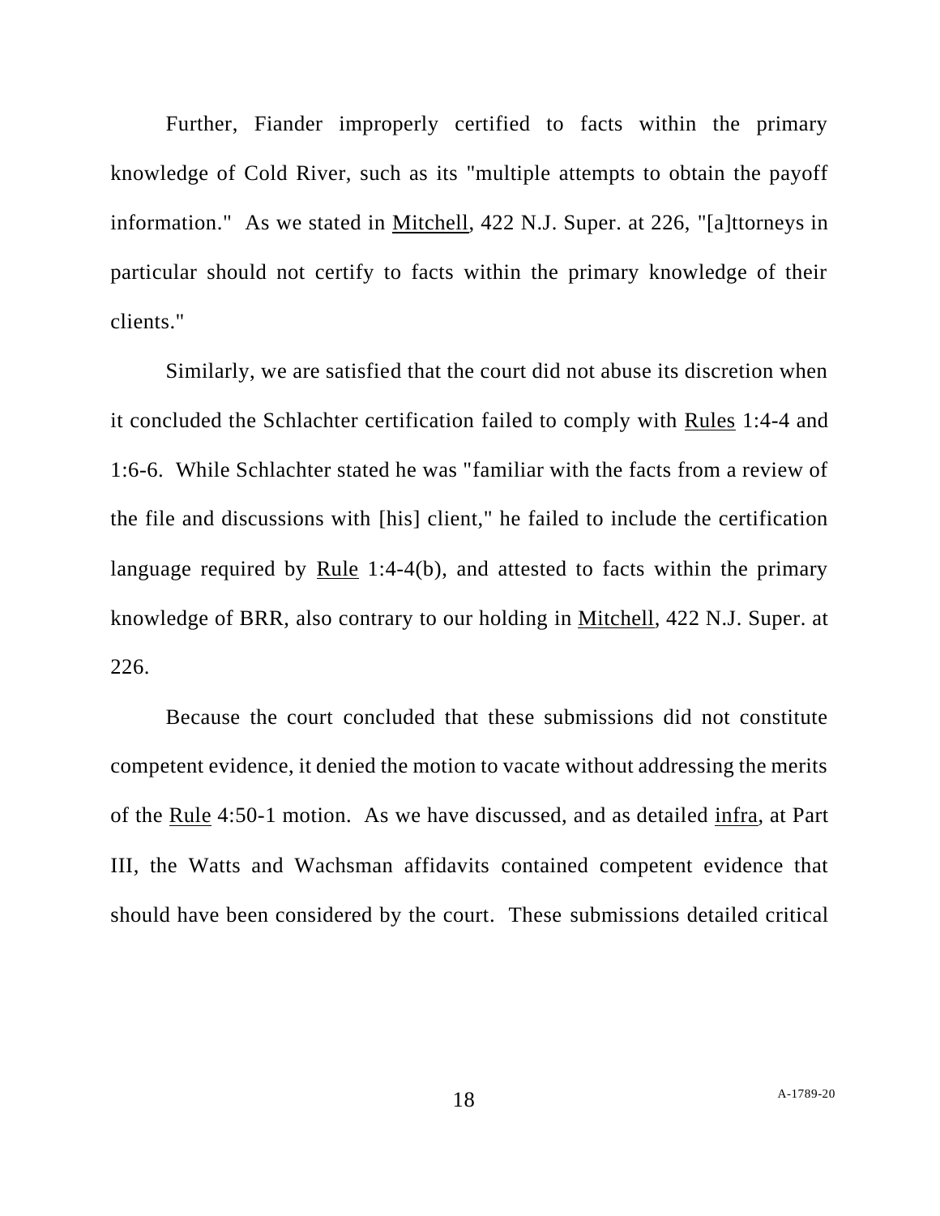Further, Fiander improperly certified to facts within the primary knowledge of Cold River, such as its "multiple attempts to obtain the payoff information." As we stated in Mitchell, 422 N.J. Super. at 226, "[a]ttorneys in particular should not certify to facts within the primary knowledge of their clients."

Similarly, we are satisfied that the court did not abuse its discretion when it concluded the Schlachter certification failed to comply with Rules 1:4-4 and 1:6-6. While Schlachter stated he was "familiar with the facts from a review of the file and discussions with [his] client," he failed to include the certification language required by Rule 1:4-4(b), and attested to facts within the primary knowledge of BRR, also contrary to our holding in Mitchell, 422 N.J. Super. at 226.

Because the court concluded that these submissions did not constitute competent evidence, it denied the motion to vacate without addressing the merits of the Rule 4:50-1 motion. As we have discussed, and as detailed infra, at Part III, the Watts and Wachsman affidavits contained competent evidence that should have been considered by the court. These submissions detailed critical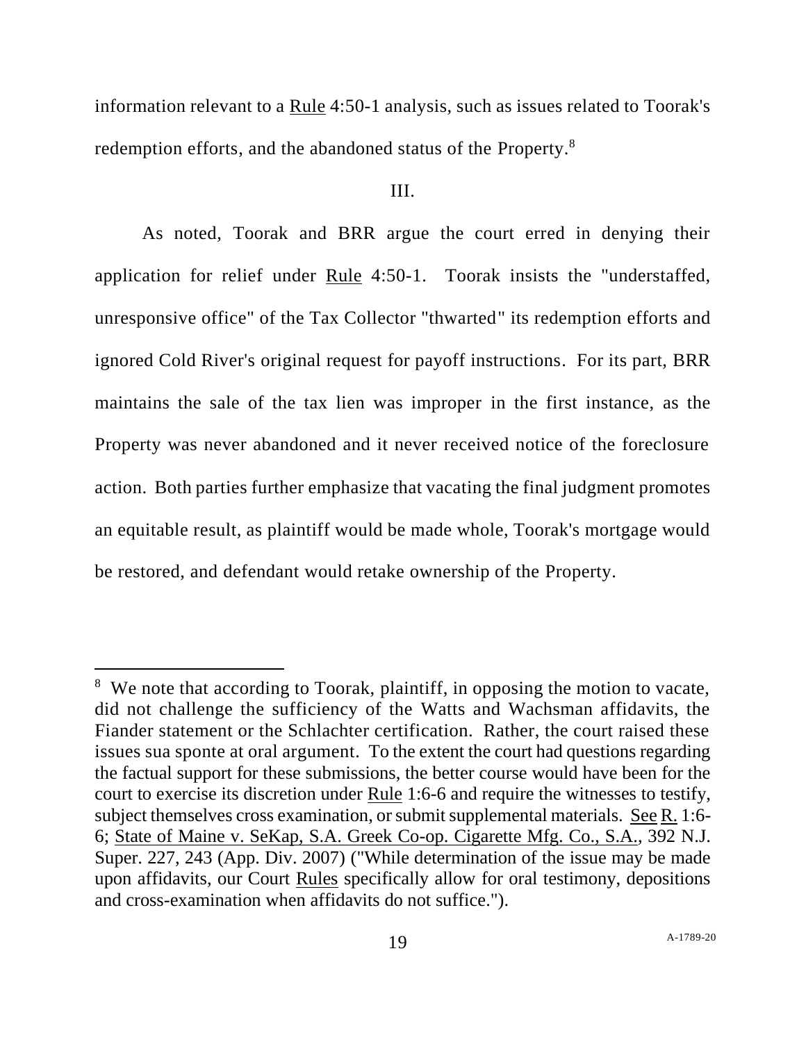information relevant to a Rule 4:50-1 analysis, such as issues related to Toorak's redemption efforts, and the abandoned status of the Property.[8]

III.

As noted, Toorak and BRR argue the court erred in denying their application for relief under Rule 4:50-1. Toorak insists the "understaffed, unresponsive office" of the Tax Collector "thwarted" its redemption efforts and ignored Cold River's original request for payoff instructions. For its part, BRR maintains the sale of the tax lien was improper in the first instance, as the Property was never abandoned and it never received notice of the foreclosure action. Both parties further emphasize that vacating the final judgment promotes an equitable result, as plaintiff would be made whole, Toorak's mortgage would be restored, and defendant would retake ownership of the Property.

---

[8] We note that according to Toorak, plaintiff, in opposing the motion to vacate, did not challenge the sufficiency of the Watts and Wachsman affidavits, the Fiander statement or the Schlachter certification. Rather, the court raised these issues sua sponte at oral argument. To the extent the court had questions regarding the factual support for these submissions, the better course would have been for the court to exercise its discretion under Rule 1:6-6 and require the witnesses to testify, subject themselves cross examination, or submit supplemental materials. See R. 1:6-6; State of Maine v. SeKap, S.A. Greek Co-op. Cigarette Mfg. Co., S.A., 392 N.J. Super. 227, 243 (App. Div. 2007) ("While determination of the issue may be made upon affidavits, our Court Rules specifically allow for oral testimony, depositions and cross-examination when affidavits do not suffice.").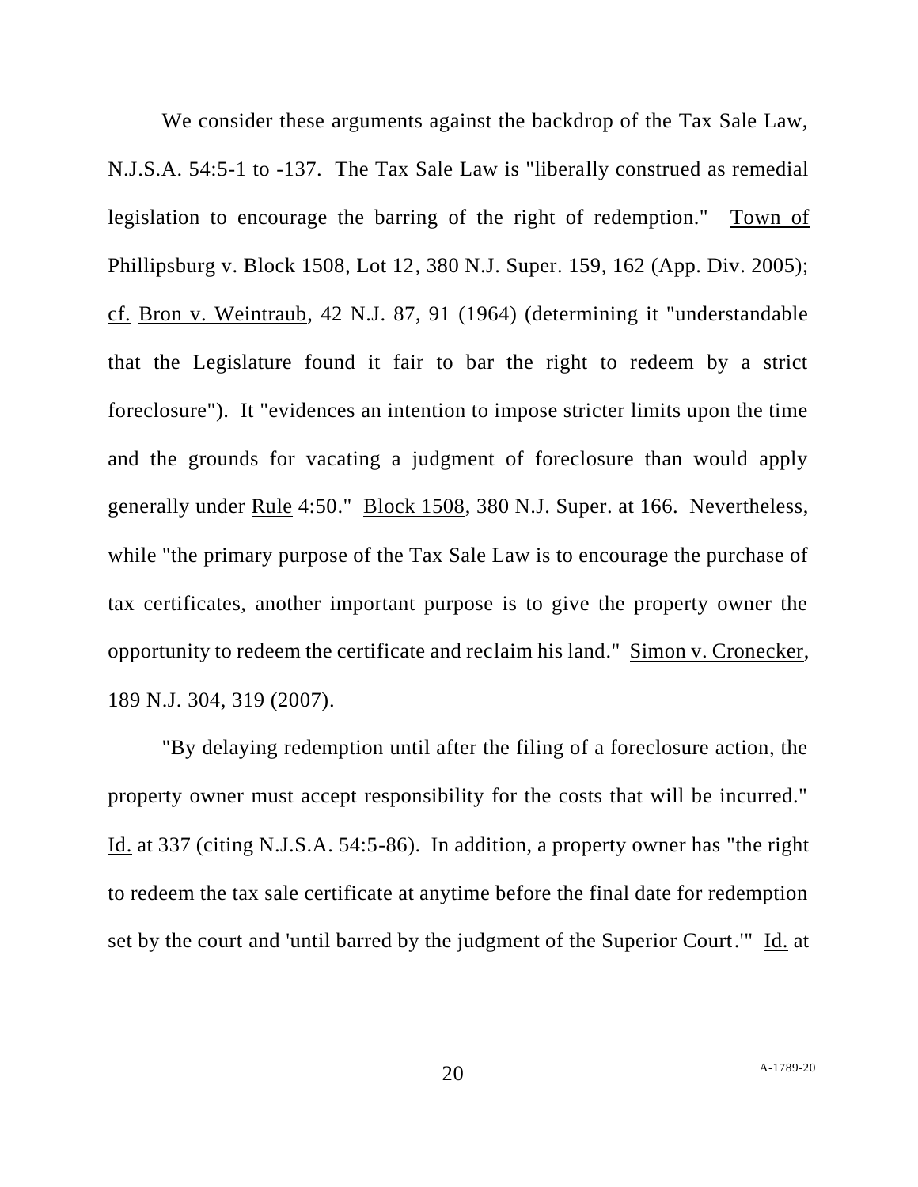We consider these arguments against the backdrop of the Tax Sale Law, N.J.S.A. 54:5-1 to -137. The Tax Sale Law is "liberally construed as remedial legislation to encourage the barring of the right of redemption." Town of Phillipsburg v. Block 1508, Lot 12, 380 N.J. Super. 159, 162 (App. Div. 2005); cf. Bron v. Weintraub, 42 N.J. 87, 91 (1964) (determining it "understandable that the Legislature found it fair to bar the right to redeem by a strict foreclosure"). It "evidences an intention to impose stricter limits upon the time and the grounds for vacating a judgment of foreclosure than would apply generally under Rule 4:50." Block 1508, 380 N.J. Super. at 166. Nevertheless, while "the primary purpose of the Tax Sale Law is to encourage the purchase of tax certificates, another important purpose is to give the property owner the opportunity to redeem the certificate and reclaim his land." Simon v. Cronecker, 189 N.J. 304, 319 (2007).

"By delaying redemption until after the filing of a foreclosure action, the property owner must accept responsibility for the costs that will be incurred." Id. at 337 (citing N.J.S.A. 54:5-86). In addition, a property owner has "the right to redeem the tax sale certificate at anytime before the final date for redemption set by the court and 'until barred by the judgment of the Superior Court.'" Id. at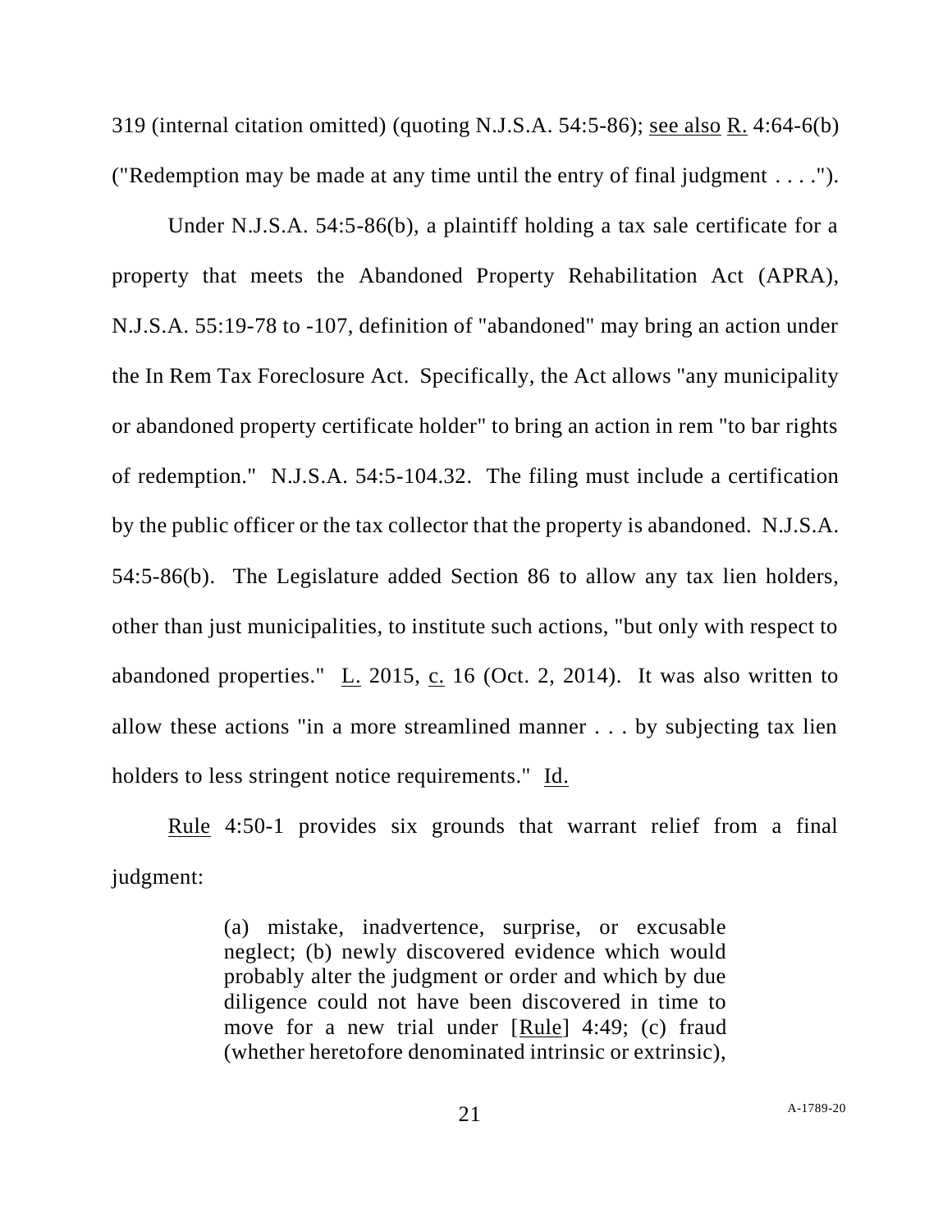319 (internal citation omitted) (quoting N.J.S.A. 54:5-86); see also R. 4:64-6(b) ("Redemption may be made at any time until the entry of final judgment . . . .").

Under N.J.S.A. 54:5-86(b), a plaintiff holding a tax sale certificate for a property that meets the Abandoned Property Rehabilitation Act (APRA), N.J.S.A. 55:19-78 to -107, definition of "abandoned" may bring an action under the In Rem Tax Foreclosure Act. Specifically, the Act allows "any municipality or abandoned property certificate holder" to bring an action in rem "to bar rights of redemption." N.J.S.A. 54:5-104.32. The filing must include a certification by the public officer or the tax collector that the property is abandoned. N.J.S.A. 54:5-86(b). The Legislature added Section 86 to allow any tax lien holders, other than just municipalities, to institute such actions, "but only with respect to abandoned properties." L. 2015, c. 16 (Oct. 2, 2014). It was also written to allow these actions "in a more streamlined manner . . . by subjecting tax lien holders to less stringent notice requirements." Id.

Rule 4:50-1 provides six grounds that warrant relief from a final judgment:

> (a) mistake, inadvertence, surprise, or excusable neglect; (b) newly discovered evidence which would probably alter the judgment or order and which by due diligence could not have been discovered in time to move for a new trial under [Rule] 4:49; (c) fraud (whether heretofore denominated intrinsic or extrinsic),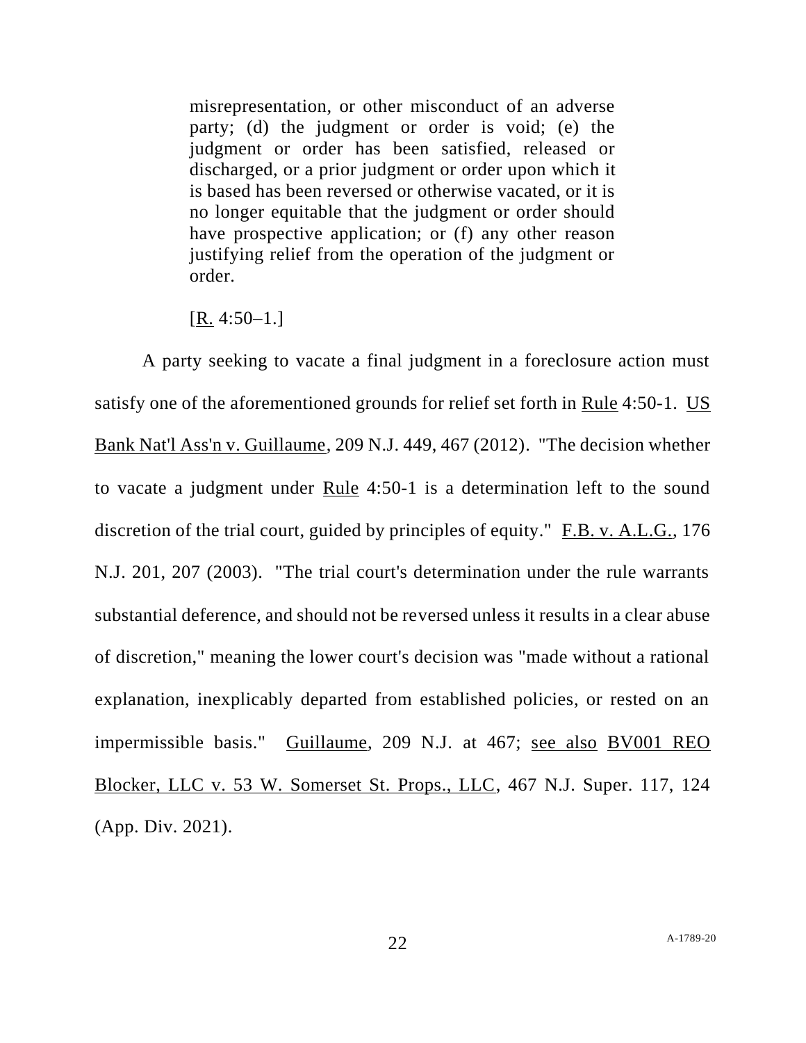> misrepresentation, or other misconduct of an adverse party; (d) the judgment or order is void; (e) the judgment or order has been satisfied, released or discharged, or a prior judgment or order upon which it is based has been reversed or otherwise vacated, or it is no longer equitable that the judgment or order should have prospective application; or (f) any other reason justifying relief from the operation of the judgment or order.
>
> [R. 4:50–1.]

A party seeking to vacate a final judgment in a foreclosure action must satisfy one of the aforementioned grounds for relief set forth in Rule 4:50-1. US Bank Nat'l Ass'n v. Guillaume, 209 N.J. 449, 467 (2012). "The decision whether to vacate a judgment under Rule 4:50-1 is a determination left to the sound discretion of the trial court, guided by principles of equity." F.B. v. A.L.G., 176 N.J. 201, 207 (2003). "The trial court's determination under the rule warrants substantial deference, and should not be reversed unless it results in a clear abuse of discretion," meaning the lower court's decision was "made without a rational explanation, inexplicably departed from established policies, or rested on an impermissible basis." Guillaume, 209 N.J. at 467; see also BV001 REO Blocker, LLC v. 53 W. Somerset St. Props., LLC, 467 N.J. Super. 117, 124 (App. Div. 2021).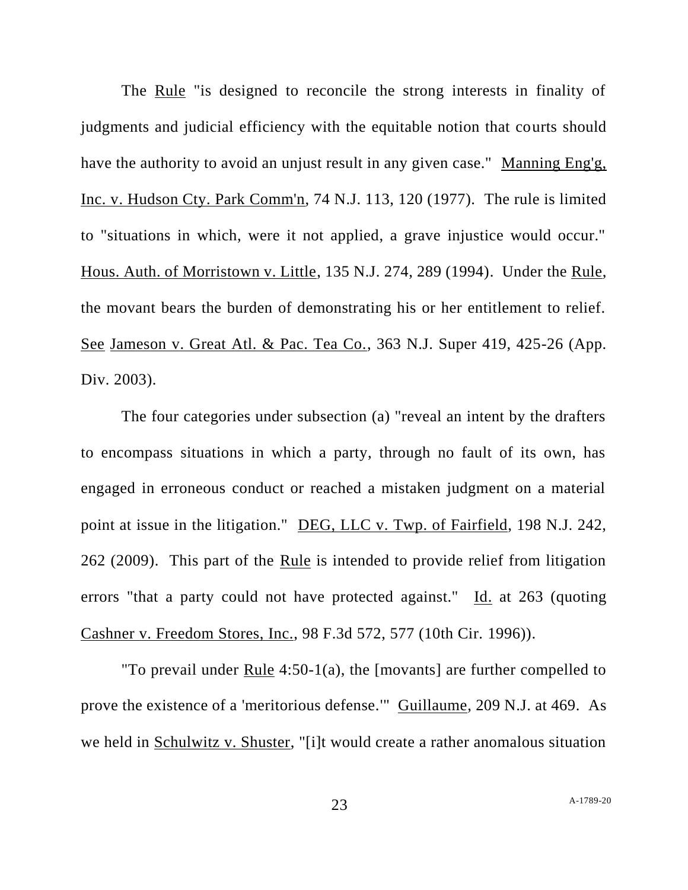The Rule "is designed to reconcile the strong interests in finality of judgments and judicial efficiency with the equitable notion that courts should have the authority to avoid an unjust result in any given case." Manning Eng'g, Inc. v. Hudson Cty. Park Comm'n, 74 N.J. 113, 120 (1977). The rule is limited to "situations in which, were it not applied, a grave injustice would occur." Hous. Auth. of Morristown v. Little, 135 N.J. 274, 289 (1994). Under the Rule, the movant bears the burden of demonstrating his or her entitlement to relief. See Jameson v. Great Atl. & Pac. Tea Co., 363 N.J. Super 419, 425-26 (App. Div. 2003).

The four categories under subsection (a) "reveal an intent by the drafters to encompass situations in which a party, through no fault of its own, has engaged in erroneous conduct or reached a mistaken judgment on a material point at issue in the litigation." DEG, LLC v. Twp. of Fairfield, 198 N.J. 242, 262 (2009). This part of the Rule is intended to provide relief from litigation errors "that a party could not have protected against." Id. at 263 (quoting Cashner v. Freedom Stores, Inc., 98 F.3d 572, 577 (10th Cir. 1996)).

"To prevail under Rule 4:50-1(a), the [movants] are further compelled to prove the existence of a 'meritorious defense.'" Guillaume, 209 N.J. at 469. As we held in Schulwitz v. Shuster, "[i]t would create a rather anomalous situation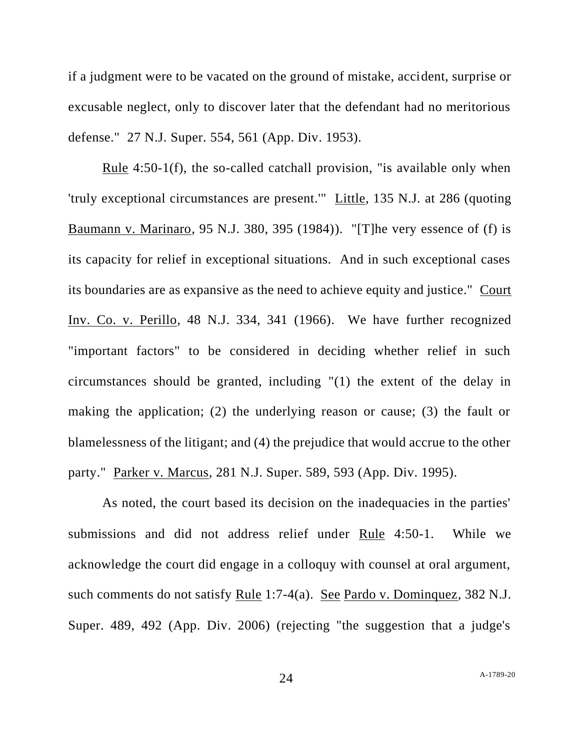if a judgment were to be vacated on the ground of mistake, accident, surprise or excusable neglect, only to discover later that the defendant had no meritorious defense." 27 N.J. Super. 554, 561 (App. Div. 1953).

Rule 4:50-1(f), the so-called catchall provision, "is available only when 'truly exceptional circumstances are present.'" Little, 135 N.J. at 286 (quoting Baumann v. Marinaro, 95 N.J. 380, 395 (1984)). "[T]he very essence of (f) is its capacity for relief in exceptional situations. And in such exceptional cases its boundaries are as expansive as the need to achieve equity and justice." Court Inv. Co. v. Perillo, 48 N.J. 334, 341 (1966). We have further recognized "important factors" to be considered in deciding whether relief in such circumstances should be granted, including "(1) the extent of the delay in making the application; (2) the underlying reason or cause; (3) the fault or blamelessness of the litigant; and (4) the prejudice that would accrue to the other party." Parker v. Marcus, 281 N.J. Super. 589, 593 (App. Div. 1995).

As noted, the court based its decision on the inadequacies in the parties' submissions and did not address relief under Rule 4:50-1. While we acknowledge the court did engage in a colloquy with counsel at oral argument, such comments do not satisfy Rule 1:7-4(a). See Pardo v. Dominquez, 382 N.J. Super. 489, 492 (App. Div. 2006) (rejecting "the suggestion that a judge's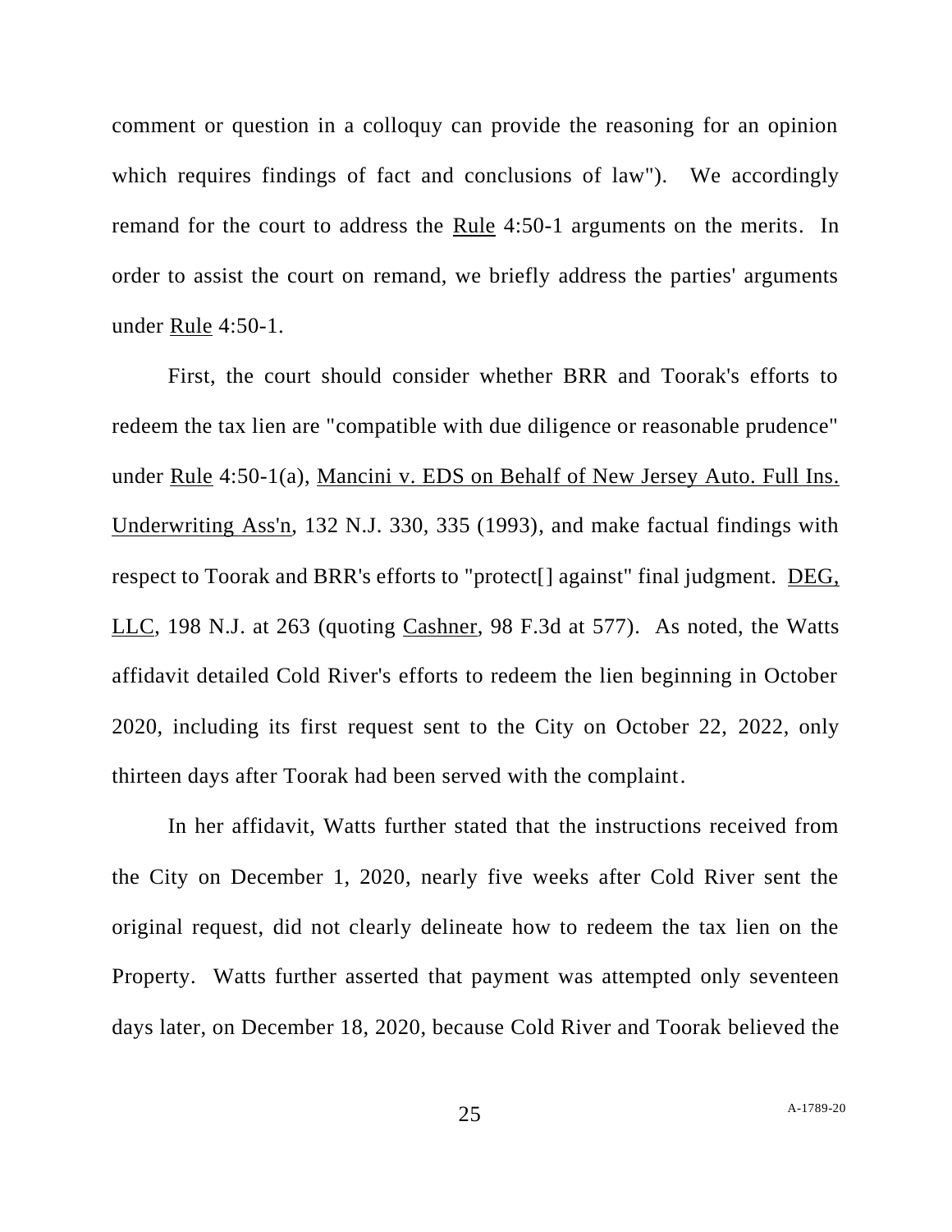comment or question in a colloquy can provide the reasoning for an opinion which requires findings of fact and conclusions of law"). We accordingly remand for the court to address the Rule 4:50-1 arguments on the merits. In order to assist the court on remand, we briefly address the parties' arguments under Rule 4:50-1.

First, the court should consider whether BRR and Toorak's efforts to redeem the tax lien are "compatible with due diligence or reasonable prudence" under Rule 4:50-1(a), Mancini v. EDS on Behalf of New Jersey Auto. Full Ins. Underwriting Ass'n, 132 N.J. 330, 335 (1993), and make factual findings with respect to Toorak and BRR's efforts to "protect[] against" final judgment. DEG, LLC, 198 N.J. at 263 (quoting Cashner, 98 F.3d at 577). As noted, the Watts affidavit detailed Cold River's efforts to redeem the lien beginning in October 2020, including its first request sent to the City on October 22, 2022, only thirteen days after Toorak had been served with the complaint.

In her affidavit, Watts further stated that the instructions received from the City on December 1, 2020, nearly five weeks after Cold River sent the original request, did not clearly delineate how to redeem the tax lien on the Property. Watts further asserted that payment was attempted only seventeen days later, on December 18, 2020, because Cold River and Toorak believed the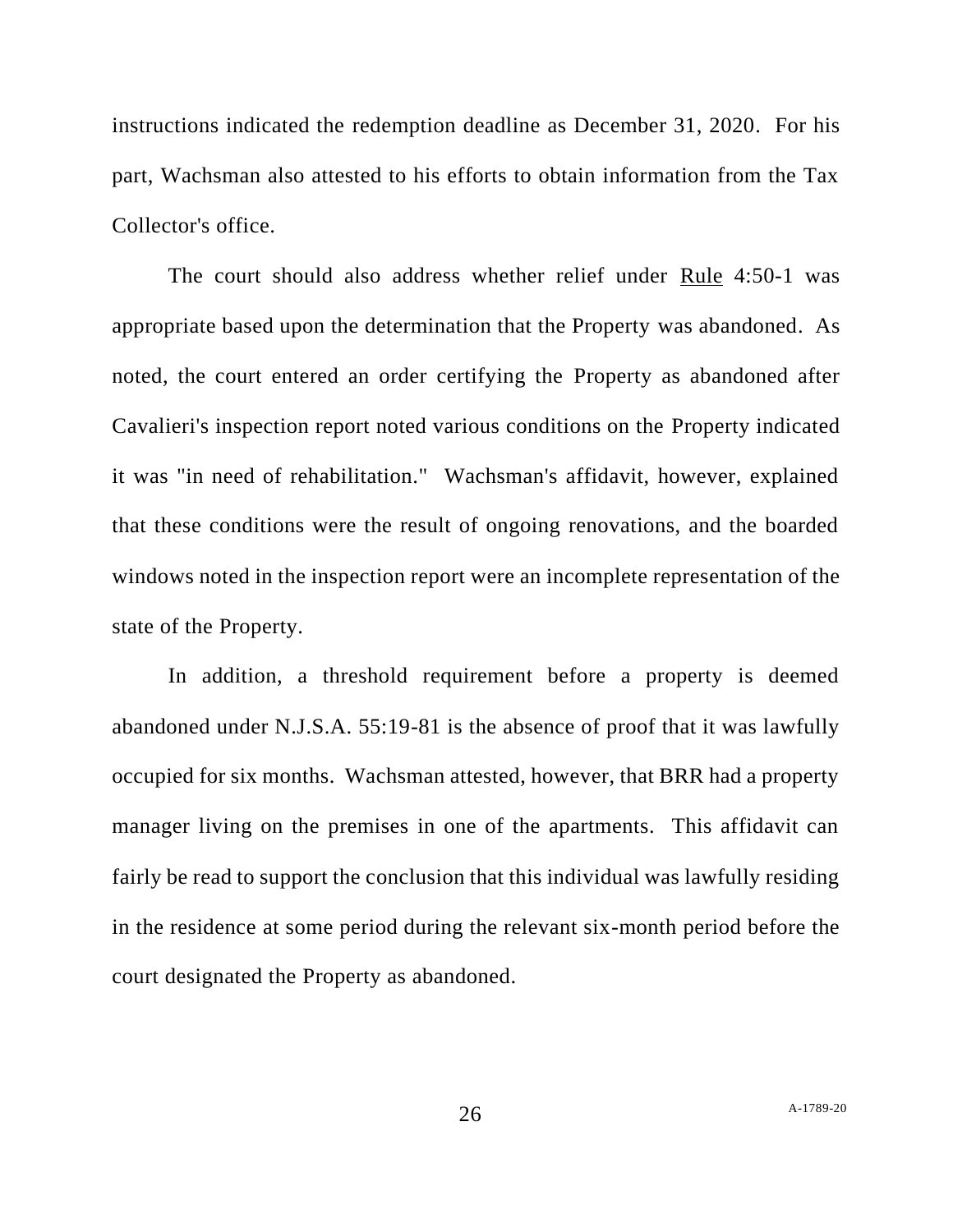instructions indicated the redemption deadline as December 31, 2020. For his part, Wachsman also attested to his efforts to obtain information from the Tax Collector's office.

The court should also address whether relief under Rule 4:50-1 was appropriate based upon the determination that the Property was abandoned. As noted, the court entered an order certifying the Property as abandoned after Cavalieri's inspection report noted various conditions on the Property indicated it was "in need of rehabilitation." Wachsman's affidavit, however, explained that these conditions were the result of ongoing renovations, and the boarded windows noted in the inspection report were an incomplete representation of the state of the Property.

In addition, a threshold requirement before a property is deemed abandoned under N.J.S.A. 55:19-81 is the absence of proof that it was lawfully occupied for six months. Wachsman attested, however, that BRR had a property manager living on the premises in one of the apartments. This affidavit can fairly be read to support the conclusion that this individual was lawfully residing in the residence at some period during the relevant six-month period before the court designated the Property as abandoned.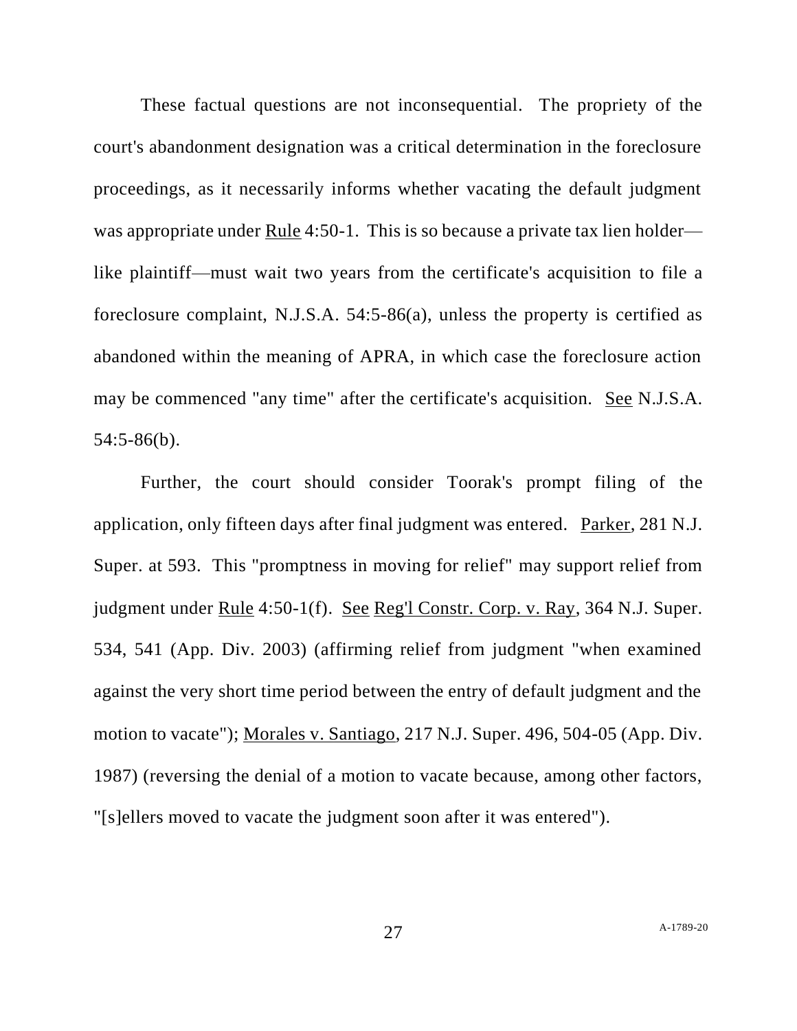These factual questions are not inconsequential. The propriety of the court's abandonment designation was a critical determination in the foreclosure proceedings, as it necessarily informs whether vacating the default judgment was appropriate under Rule 4:50-1. This is so because a private tax lien holder—like plaintiff—must wait two years from the certificate's acquisition to file a foreclosure complaint, N.J.S.A. 54:5-86(a), unless the property is certified as abandoned within the meaning of APRA, in which case the foreclosure action may be commenced "any time" after the certificate's acquisition. See N.J.S.A. 54:5-86(b).

Further, the court should consider Toorak's prompt filing of the application, only fifteen days after final judgment was entered. Parker, 281 N.J. Super. at 593. This "promptness in moving for relief" may support relief from judgment under Rule 4:50-1(f). See Reg'l Constr. Corp. v. Ray, 364 N.J. Super. 534, 541 (App. Div. 2003) (affirming relief from judgment "when examined against the very short time period between the entry of default judgment and the motion to vacate"); Morales v. Santiago, 217 N.J. Super. 496, 504-05 (App. Div. 1987) (reversing the denial of a motion to vacate because, among other factors, "[s]ellers moved to vacate the judgment soon after it was entered").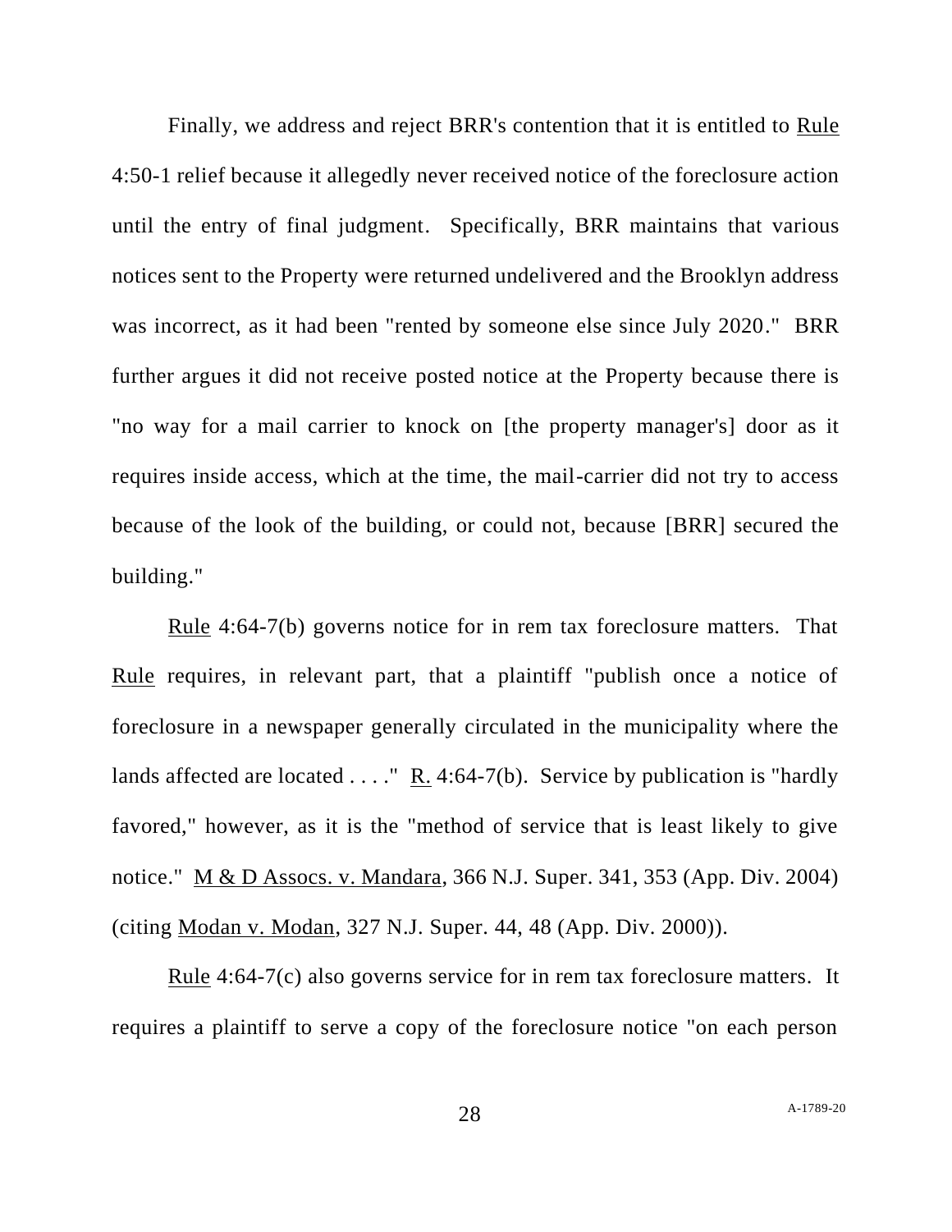Finally, we address and reject BRR's contention that it is entitled to Rule 4:50-1 relief because it allegedly never received notice of the foreclosure action until the entry of final judgment. Specifically, BRR maintains that various notices sent to the Property were returned undelivered and the Brooklyn address was incorrect, as it had been "rented by someone else since July 2020." BRR further argues it did not receive posted notice at the Property because there is "no way for a mail carrier to knock on [the property manager's] door as it requires inside access, which at the time, the mail-carrier did not try to access because of the look of the building, or could not, because [BRR] secured the building."

Rule 4:64-7(b) governs notice for in rem tax foreclosure matters. That Rule requires, in relevant part, that a plaintiff "publish once a notice of foreclosure in a newspaper generally circulated in the municipality where the lands affected are located . . . ." R. 4:64-7(b). Service by publication is "hardly favored," however, as it is the "method of service that is least likely to give notice." M & D Assocs. v. Mandara, 366 N.J. Super. 341, 353 (App. Div. 2004) (citing Modan v. Modan, 327 N.J. Super. 44, 48 (App. Div. 2000)).

Rule 4:64-7(c) also governs service for in rem tax foreclosure matters. It requires a plaintiff to serve a copy of the foreclosure notice "on each person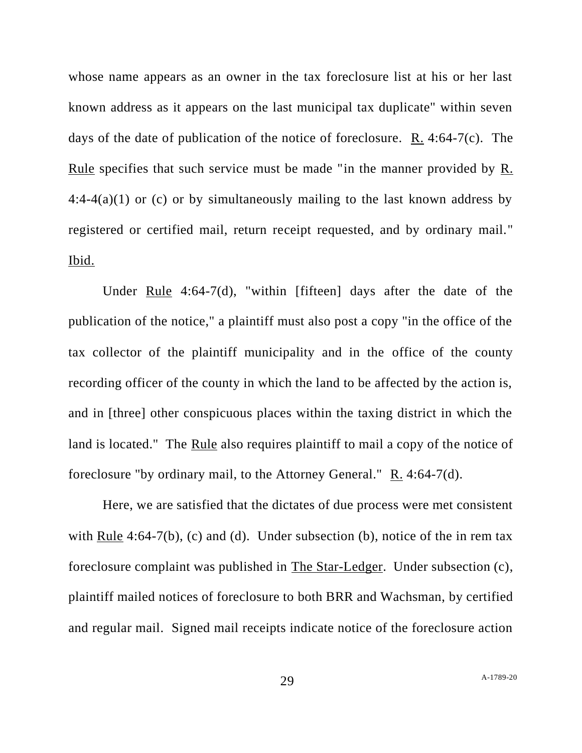whose name appears as an owner in the tax foreclosure list at his or her last known address as it appears on the last municipal tax duplicate" within seven days of the date of publication of the notice of foreclosure. R. 4:64-7(c). The Rule specifies that such service must be made "in the manner provided by R. 4:4-4(a)(1) or (c) or by simultaneously mailing to the last known address by registered or certified mail, return receipt requested, and by ordinary mail." Ibid.

Under Rule 4:64-7(d), "within [fifteen] days after the date of the publication of the notice," a plaintiff must also post a copy "in the office of the tax collector of the plaintiff municipality and in the office of the county recording officer of the county in which the land to be affected by the action is, and in [three] other conspicuous places within the taxing district in which the land is located." The Rule also requires plaintiff to mail a copy of the notice of foreclosure "by ordinary mail, to the Attorney General." R. 4:64-7(d).

Here, we are satisfied that the dictates of due process were met consistent with Rule 4:64-7(b), (c) and (d). Under subsection (b), notice of the in rem tax foreclosure complaint was published in The Star-Ledger. Under subsection (c), plaintiff mailed notices of foreclosure to both BRR and Wachsman, by certified and regular mail. Signed mail receipts indicate notice of the foreclosure action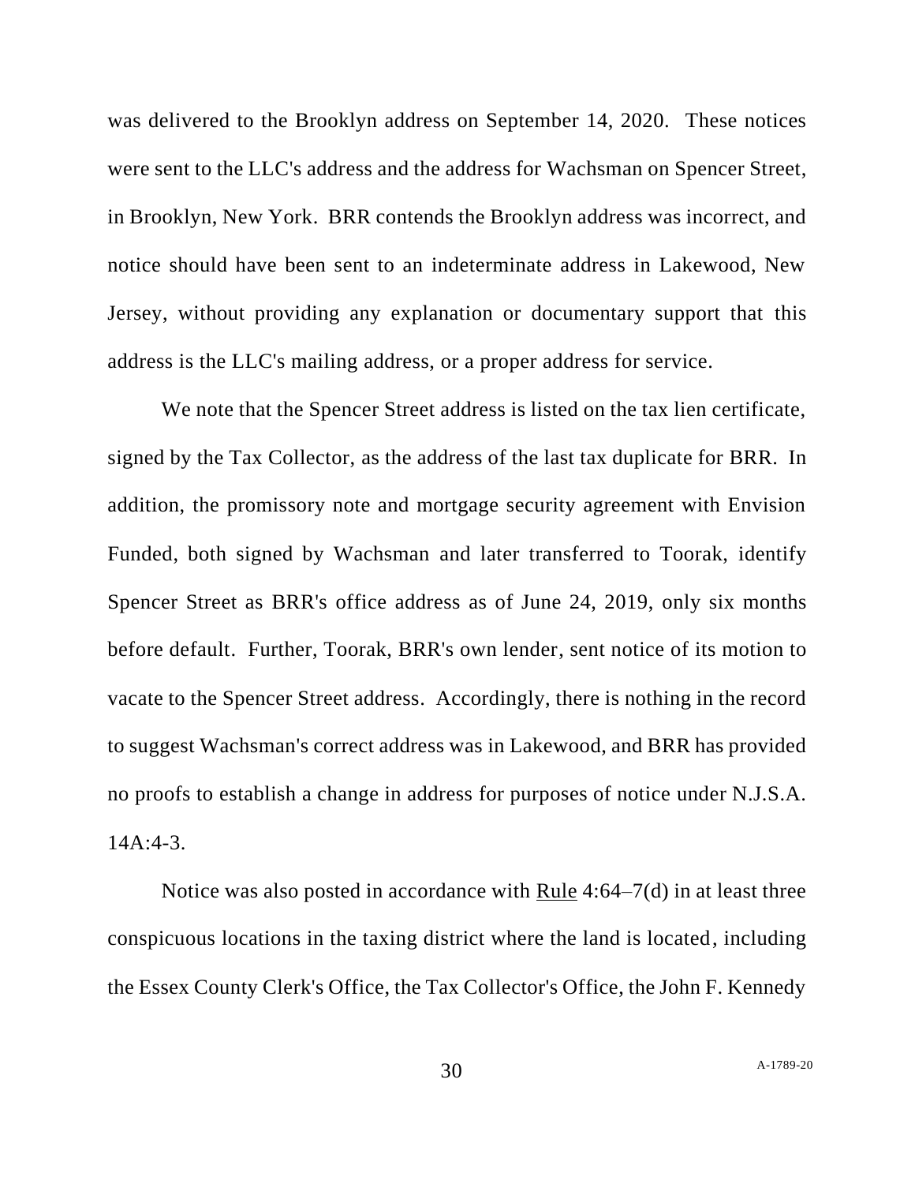was delivered to the Brooklyn address on September 14, 2020. These notices were sent to the LLC's address and the address for Wachsman on Spencer Street, in Brooklyn, New York. BRR contends the Brooklyn address was incorrect, and notice should have been sent to an indeterminate address in Lakewood, New Jersey, without providing any explanation or documentary support that this address is the LLC's mailing address, or a proper address for service.

We note that the Spencer Street address is listed on the tax lien certificate, signed by the Tax Collector, as the address of the last tax duplicate for BRR. In addition, the promissory note and mortgage security agreement with Envision Funded, both signed by Wachsman and later transferred to Toorak, identify Spencer Street as BRR's office address as of June 24, 2019, only six months before default. Further, Toorak, BRR's own lender, sent notice of its motion to vacate to the Spencer Street address. Accordingly, there is nothing in the record to suggest Wachsman's correct address was in Lakewood, and BRR has provided no proofs to establish a change in address for purposes of notice under N.J.S.A. 14A:4-3.

Notice was also posted in accordance with Rule 4:64–7(d) in at least three conspicuous locations in the taxing district where the land is located, including the Essex County Clerk's Office, the Tax Collector's Office, the John F. Kennedy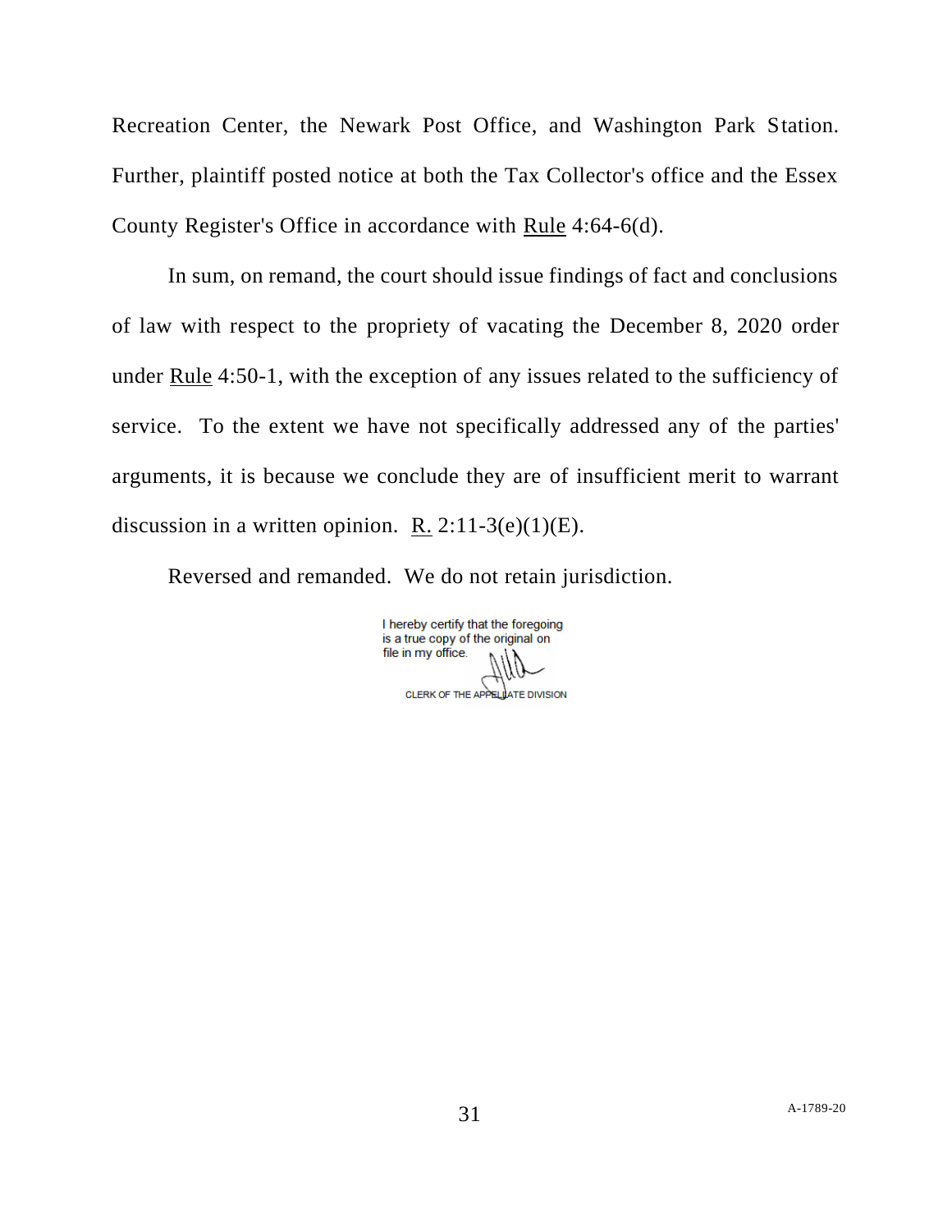Recreation Center, the Newark Post Office, and Washington Park Station. Further, plaintiff posted notice at both the Tax Collector's office and the Essex County Register's Office in accordance with Rule 4:64-6(d).

In sum, on remand, the court should issue findings of fact and conclusions of law with respect to the propriety of vacating the December 8, 2020 order under Rule 4:50-1, with the exception of any issues related to the sufficiency of service. To the extent we have not specifically addressed any of the parties' arguments, it is because we conclude they are of insufficient merit to warrant discussion in a written opinion. R. 2:11-3(e)(1)(E).

Reversed and remanded. We do not retain jurisdiction.

I hereby certify that the foregoing is a true copy of the original on file in my office.

CLERK OF THE APPELLATE DIVISION